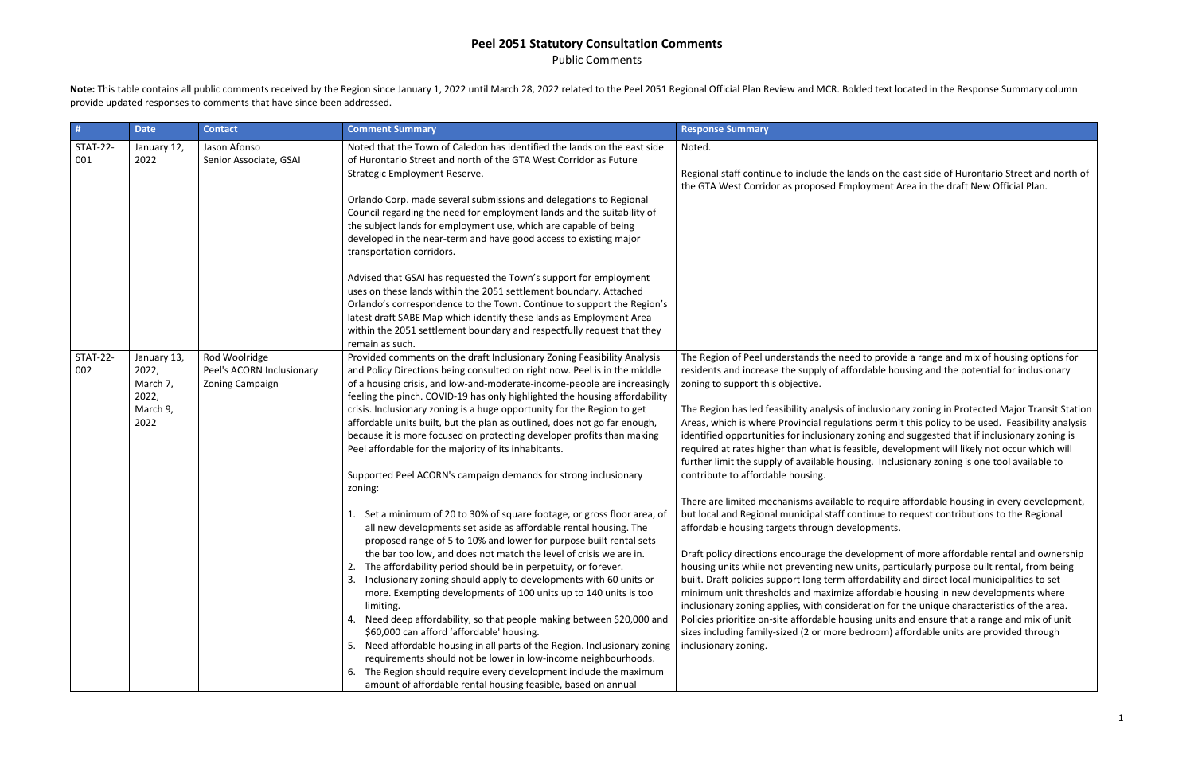# Peel 2051 Statutory Consultation Comments

Public Comments

**Note:** This table contains all public comments received by the Region since January 1, 2022 until March 28, 2022 related to the Peel 2051 Regional Official Plan Review and MCR. Bolded text located in the Response Summary column provide updated responses to comments that have since been addressed.

| # | Date | Contact | Comment Summary | Response Summary |
|---|---|---|---|---|
| STAT-22-001 | January 12, 2022 | Jason Afonso<br>Senior Associate, GSAI | Noted that the Town of Caledon has identified the lands on the east side of Hurontario Street and north of the GTA West Corridor as Future Strategic Employment Reserve.<br><br>Orlando Corp. made several submissions and delegations to Regional Council regarding the need for employment lands and the suitability of the subject lands for employment use, which are capable of being developed in the near-term and have good access to existing major transportation corridors.<br><br>Advised that GSAI has requested the Town's support for employment uses on these lands within the 2051 settlement boundary. Attached Orlando's correspondence to the Town. Continue to support the Region's latest draft SABE Map which identify these lands as Employment Area within the 2051 settlement boundary and respectfully request that they remain as such. | Noted.<br><br>Regional staff continue to include the lands on the east side of Hurontario Street and north of the GTA West Corridor as proposed Employment Area in the draft New Official Plan. |
| STAT-22-002 | January 13, 2022, March 7, 2022, March 9, 2022 | Rod Woolridge<br>Peel's ACORN Inclusionary Zoning Campaign | Provided comments on the draft Inclusionary Zoning Feasibility Analysis and Policy Directions being consulted on right now. Peel is in the middle of a housing crisis, and low-and-moderate-income-people are increasingly feeling the pinch. COVID-19 has only highlighted the housing affordability crisis. Inclusionary zoning is a huge opportunity for the Region to get affordable units built, but the plan as outlined, does not go far enough, because it is more focused on protecting developer profits than making Peel affordable for the majority of its inhabitants.<br><br>Supported Peel ACORN's campaign demands for strong inclusionary zoning:<br><br>1. Set a minimum of 20 to 30% of square footage, or gross floor area, of all new developments set aside as affordable rental housing. The proposed range of 5 to 10% and lower for purpose built rental sets the bar too low, and does not match the level of crisis we are in.<br>2. The affordability period should be in perpetuity, or forever.<br>3. Inclusionary zoning should apply to developments with 60 units or more. Exempting developments of 100 units up to 140 units is too limiting.<br>4. Need deep affordability, so that people making between $20,000 and $60,000 can afford 'affordable' housing.<br>5. Need affordable housing in all parts of the Region. Inclusionary zoning requirements should not be lower in low-income neighbourhoods.<br>6. The Region should require every development include the maximum amount of affordable rental housing feasible, based on annual | The Region of Peel understands the need to provide a range and mix of housing options for residents and increase the supply of affordable housing and the potential for inclusionary zoning to support this objective.<br><br>The Region has led feasibility analysis of inclusionary zoning in Protected Major Transit Station Areas, which is where Provincial regulations permit this policy to be used. Feasibility analysis identified opportunities for inclusionary zoning and suggested that if inclusionary zoning is required at rates higher than what is feasible, development will likely not occur which will further limit the supply of available housing. Inclusionary zoning is one tool available to contribute to affordable housing.<br><br>There are limited mechanisms available to require affordable housing in every development, but local and Regional municipal staff continue to request contributions to the Regional affordable housing targets through developments.<br><br>Draft policy directions encourage the development of more affordable rental and ownership housing units while not preventing new units, particularly purpose built rental, from being built. Draft policies support long term affordability and direct local municipalities to set minimum unit thresholds and maximize affordable housing in new developments where inclusionary zoning applies, with consideration for the unique characteristics of the area. Policies prioritize on-site affordable housing units and ensure that a range and mix of unit sizes including family-sized (2 or more bedroom) affordable units are provided through inclusionary zoning. |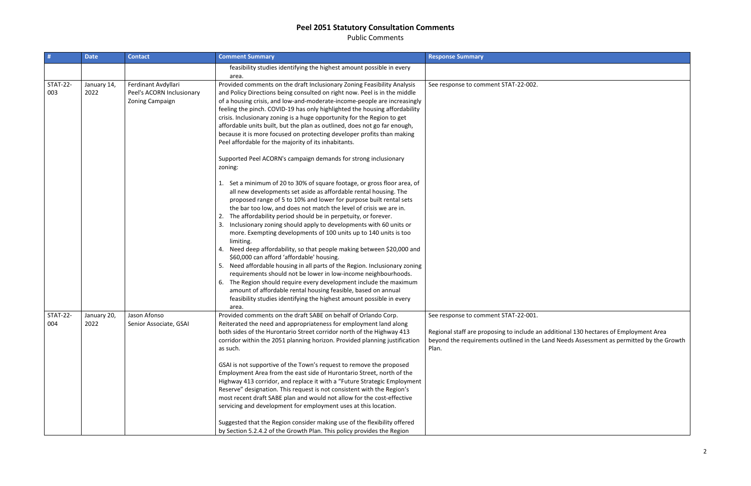# Peel 2051 Statutory Consultation Comments

Public Comments

| # | Date | Contact | Comment Summary | Response Summary |
|---|---|---|---|---|
| | | | feasibility studies identifying the highest amount possible in every area. | |
| STAT-22-003 | January 14, 2022 | Ferdinant Avdyllari<br>Peel's ACORN Inclusionary Zoning Campaign | Provided comments on the draft Inclusionary Zoning Feasibility Analysis and Policy Directions being consulted on right now. Peel is in the middle of a housing crisis, and low-and-moderate-income-people are increasingly feeling the pinch. COVID-19 has only highlighted the housing affordability crisis. Inclusionary zoning is a huge opportunity for the Region to get affordable units built, but the plan as outlined, does not go far enough, because it is more focused on protecting developer profits than making Peel affordable for the majority of its inhabitants.<br><br>Supported Peel ACORN's campaign demands for strong inclusionary zoning:<br><br>1. Set a minimum of 20 to 30% of square footage, or gross floor area, of all new developments set aside as affordable rental housing. The proposed range of 5 to 10% and lower for purpose built rental sets the bar too low, and does not match the level of crisis we are in.<br>2. The affordability period should be in perpetuity, or forever.<br>3. Inclusionary zoning should apply to developments with 60 units or more. Exempting developments of 100 units up to 140 units is too limiting.<br>4. Need deep affordability, so that people making between $20,000 and $60,000 can afford 'affordable' housing.<br>5. Need affordable housing in all parts of the Region. Inclusionary zoning requirements should not be lower in low-income neighbourhoods.<br>6. The Region should require every development include the maximum amount of affordable rental housing feasible, based on annual feasibility studies identifying the highest amount possible in every area. | See response to comment STAT-22-002. |
| STAT-22-004 | January 20, 2022 | Jason Afonso<br>Senior Associate, GSAI | Provided comments on the draft SABE on behalf of Orlando Corp. Reiterated the need and appropriateness for employment land along both sides of the Hurontario Street corridor north of the Highway 413 corridor within the 2051 planning horizon. Provided planning justification as such.<br><br>GSAI is not supportive of the Town's request to remove the proposed Employment Area from the east side of Hurontario Street, north of the Highway 413 corridor, and replace it with a "Future Strategic Employment Reserve" designation. This request is not consistent with the Region's most recent draft SABE plan and would not allow for the cost-effective servicing and development for employment uses at this location.<br><br>Suggested that the Region consider making use of the flexibility offered by Section 5.2.4.2 of the Growth Plan. This policy provides the Region | See response to comment STAT-22-001.<br><br>Regional staff are proposing to include an additional 130 hectares of Employment Area beyond the requirements outlined in the Land Needs Assessment as permitted by the Growth Plan. |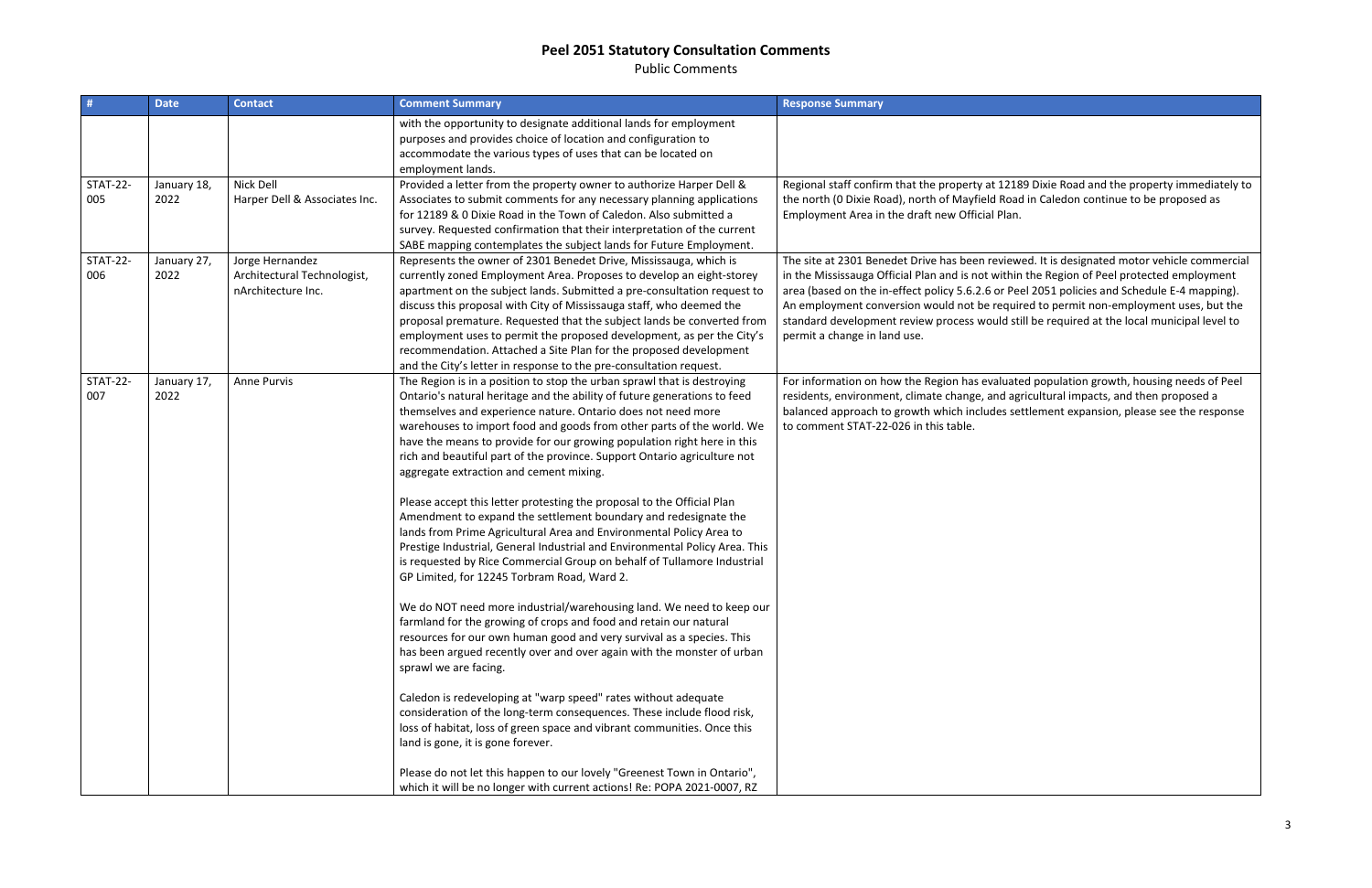# Peel 2051 Statutory Consultation Comments

Public Comments

| # | Date | Contact | Comment Summary | Response Summary |
|---|---|---|---|---|
| | | | with the opportunity to designate additional lands for employment purposes and provides choice of location and configuration to accommodate the various types of uses that can be located on employment lands. | |
| STAT-22-005 | January 18, 2022 | Nick Dell<br>Harper Dell & Associates Inc. | Provided a letter from the property owner to authorize Harper Dell & Associates to submit comments for any necessary planning applications for 12189 & 0 Dixie Road in the Town of Caledon. Also submitted a survey. Requested confirmation that their interpretation of the current SABE mapping contemplates the subject lands for Future Employment. | Regional staff confirm that the property at 12189 Dixie Road and the property immediately to the north (0 Dixie Road), north of Mayfield Road in Caledon continue to be proposed as Employment Area in the draft new Official Plan. |
| STAT-22-006 | January 27, 2022 | Jorge Hernandez<br>Architectural Technologist, nArchitecture Inc. | Represents the owner of 2301 Benedet Drive, Mississauga, which is currently zoned Employment Area. Proposes to develop an eight-storey apartment on the subject lands. Submitted a pre-consultation request to discuss this proposal with City of Mississauga staff, who deemed the proposal premature. Requested that the subject lands be converted from employment uses to permit the proposed development, as per the City's recommendation. Attached a Site Plan for the proposed development and the City's letter in response to the pre-consultation request. | The site at 2301 Benedet Drive has been reviewed. It is designated motor vehicle commercial in the Mississauga Official Plan and is not within the Region of Peel protected employment area (based on the in-effect policy 5.6.2.6 or Peel 2051 policies and Schedule E-4 mapping). An employment conversion would not be required to permit non-employment uses, but the standard development review process would still be required at the local municipal level to permit a change in land use. |
| STAT-22-007 | January 17, 2022 | Anne Purvis | The Region is in a position to stop the urban sprawl that is destroying Ontario's natural heritage and the ability of future generations to feed themselves and experience nature. Ontario does not need more warehouses to import food and goods from other parts of the world. We have the means to provide for our growing population right here in this rich and beautiful part of the province. Support Ontario agriculture not aggregate extraction and cement mixing.<br><br>Please accept this letter protesting the proposal to the Official Plan Amendment to expand the settlement boundary and redesignate the lands from Prime Agricultural Area and Environmental Policy Area to Prestige Industrial, General Industrial and Environmental Policy Area. This is requested by Rice Commercial Group on behalf of Tullamore Industrial GP Limited, for 12245 Torbram Road, Ward 2.<br><br>We do NOT need more industrial/warehousing land. We need to keep our farmland for the growing of crops and food and retain our natural resources for our own human good and very survival as a species. This has been argued recently over and over again with the monster of urban sprawl we are facing.<br><br>Caledon is redeveloping at "warp speed" rates without adequate consideration of the long-term consequences. These include flood risk, loss of habitat, loss of green space and vibrant communities. Once this land is gone, it is gone forever.<br><br>Please do not let this happen to our lovely "Greenest Town in Ontario", which it will be no longer with current actions! Re: POPA 2021-0007, RZ | For information on how the Region has evaluated population growth, housing needs of Peel residents, environment, climate change, and agricultural impacts, and then proposed a balanced approach to growth which includes settlement expansion, please see the response to comment STAT-22-026 in this table. |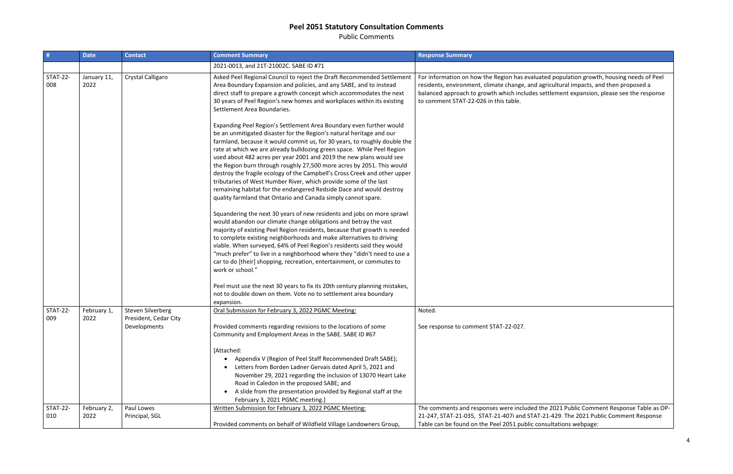# Peel 2051 Statutory Consultation Comments

Public Comments

| # | Date | Contact | Comment Summary | Response Summary |
|---|---|---|---|---|
| | | | 2021-0013, and 21T-21002C. SABE ID #71 | |
| STAT-22-008 | January 11, 2022 | Crystal Calligaro | Asked Peel Regional Council to reject the Draft Recommended Settlement Area Boundary Expansion and policies, and any SABE, and to instead direct staff to prepare a growth concept which accommodates the next 30 years of Peel Region's new homes and workplaces within its existing Settlement Area Boundaries.<br><br>Expanding Peel Region's Settlement Area Boundary even further would be an unmitigated disaster for the Region's natural heritage and our farmland, because it would commit us, for 30 years, to roughly double the rate at which we are already bulldozing green space. While Peel Region used about 482 acres per year 2001 and 2019 the new plans would see the Region burn through roughly 27,500 more acres by 2051. This would destroy the fragile ecology of the Campbell's Cross Creek and other upper tributaries of West Humber River, which provide some of the last remaining habitat for the endangered Redside Dace and would destroy quality farmland that Ontario and Canada simply cannot spare.<br><br>Squandering the next 30 years of new residents and jobs on more sprawl would abandon our climate change obligations and betray the vast majority of existing Peel Region residents, because that growth is needed to complete existing neighborhoods and make alternatives to driving viable. When surveyed, 64% of Peel Region's residents said they would "much prefer" to live in a neighborhood where they "didn't need to use a car to do [their] shopping, recreation, entertainment, or commutes to work or school."<br><br>Peel must use the next 30 years to fix its 20th century planning mistakes, not to double down on them. Vote no to settlement area boundary expansion. | For information on how the Region has evaluated population growth, housing needs of Peel residents, environment, climate change, and agricultural impacts, and then proposed a balanced approach to growth which includes settlement expansion, please see the response to comment STAT-22-026 in this table. |
| STAT-22-009 | February 1, 2022 | Steven Silverberg<br>President, Cedar City Developments | Oral Submission for February 3, 2022 PGMC Meeting:<br><br>Provided comments regarding revisions to the locations of some Community and Employment Areas in the SABE. SABE ID #67<br><br>[Attached:<br>• Appendix V (Region of Peel Staff Recommended Draft SABE);<br>• Letters from Borden Ladner Gervais dated April 5, 2021 and November 29, 2021 regarding the inclusion of 13070 Heart Lake Road in Caledon in the proposed SABE; and<br>• A slide from the presentation provided by Regional staff at the February 3, 2021 PGMC meeting.] | Noted.<br><br>See response to comment STAT-22-027. |
| STAT-22-010 | February 2, 2022 | Paul Lowes<br>Principal, SGL | Written Submission for February 3, 2022 PGMC Meeting:<br><br>Provided comments on behalf of Wildfield Village Landowners Group, | The comments and responses were included the 2021 Public Comment Response Table as OP-21-247, STAT-21-035, STAT-21-407i and STAT-21-429. The 2021 Public Comment Response Table can be found on the Peel 2051 public consultations webpage: |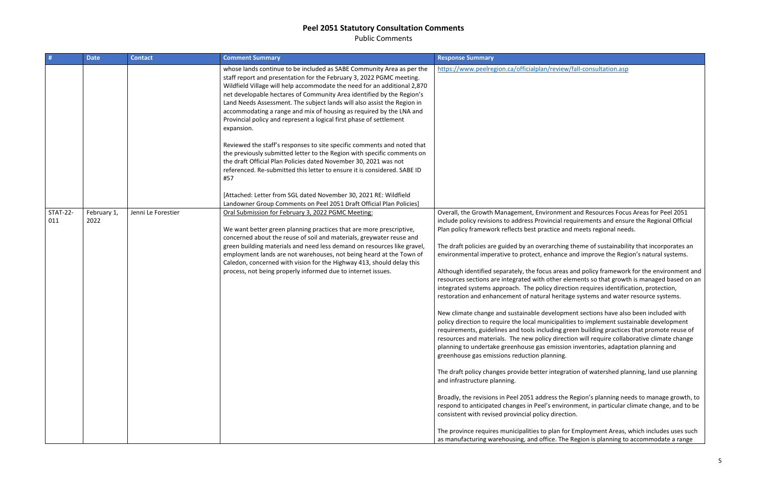# Peel 2051 Statutory Consultation Comments

Public Comments

| # | Date | Contact | Comment Summary | Response Summary |
|---|---|---|---|---|
| | | | whose lands continue to be included as SABE Community Area as per the staff report and presentation for the February 3, 2022 PGMC meeting. Wildfield Village will help accommodate the need for an additional 2,870 net developable hectares of Community Area identified by the Region's Land Needs Assessment. The subject lands will also assist the Region in accommodating a range and mix of housing as required by the LNA and Provincial policy and represent a logical first phase of settlement expansion.<br><br>Reviewed the staff's responses to site specific comments and noted that the previously submitted letter to the Region with specific comments on the draft Official Plan Policies dated November 30, 2021 was not referenced. Re-submitted this letter to ensure it is considered. SABE ID #57<br><br>[Attached: Letter from SGL dated November 30, 2021 RE: Wildfield Landowner Group Comments on Peel 2051 Draft Official Plan Policies] | https://www.peelregion.ca/officialplan/review/fall-consultation.asp |
| STAT-22-011 | February 1, 2022 | Jenni Le Forestier | Oral Submission for February 3, 2022 PGMC Meeting:<br><br>We want better green planning practices that are more prescriptive, concerned about the reuse of soil and materials, greywater reuse and green building materials and need less demand on resources like gravel, employment lands are not warehouses, not being heard at the Town of Caledon, concerned with vision for the Highway 413, should delay this process, not being properly informed due to internet issues. | Overall, the Growth Management, Environment and Resources Focus Areas for Peel 2051 include policy revisions to address Provincial requirements and ensure the Regional Official Plan policy framework reflects best practice and meets regional needs.<br><br>The draft policies are guided by an overarching theme of sustainability that incorporates an environmental imperative to protect, enhance and improve the Region's natural systems.<br><br>Although identified separately, the focus areas and policy framework for the environment and resources sections are integrated with other elements so that growth is managed based on an integrated systems approach. The policy direction requires identification, protection, restoration and enhancement of natural heritage systems and water resource systems.<br><br>New climate change and sustainable development sections have also been included with policy direction to require the local municipalities to implement sustainable development requirements, guidelines and tools including green building practices that promote reuse of resources and materials. The new policy direction will require collaborative climate change planning to undertake greenhouse gas emission inventories, adaptation planning and greenhouse gas emissions reduction planning.<br><br>The draft policy changes provide better integration of watershed planning, land use planning and infrastructure planning.<br><br>Broadly, the revisions in Peel 2051 address the Region's planning needs to manage growth, to respond to anticipated changes in Peel's environment, in particular climate change, and to be consistent with revised provincial policy direction.<br><br>The province requires municipalities to plan for Employment Areas, which includes uses such as manufacturing warehousing, and office. The Region is planning to accommodate a range |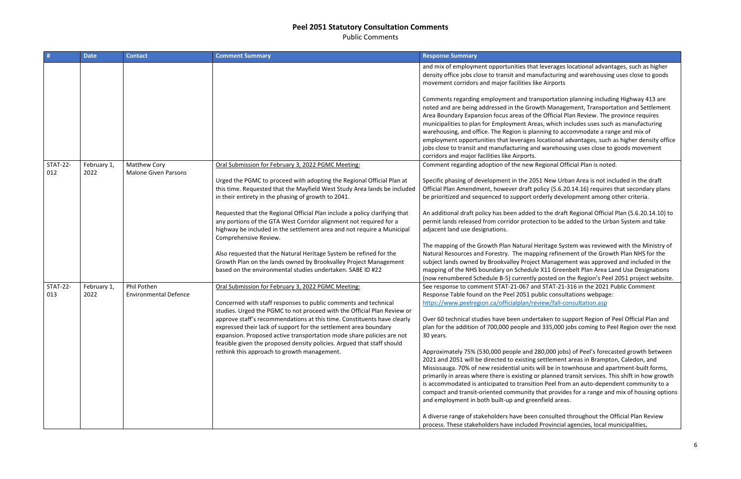# Peel 2051 Statutory Consultation Comments

Public Comments

| # | Date | Contact | Comment Summary | Response Summary |
|---|---|---|---|---|
| | | | | and mix of employment opportunities that leverages locational advantages, such as higher density office jobs close to transit and manufacturing and warehousing uses close to goods movement corridors and major facilities like Airports<br><br>Comments regarding employment and transportation planning including Highway 413 are noted and are being addressed in the Growth Management, Transportation and Settlement Area Boundary Expansion focus areas of the Official Plan Review. The province requires municipalities to plan for Employment Areas, which includes uses such as manufacturing warehousing, and office. The Region is planning to accommodate a range and mix of employment opportunities that leverages locational advantages, such as higher density office jobs close to transit and manufacturing and warehousing uses close to goods movement corridors and major facilities like Airports. |
| STAT-22-012 | February 1, 2022 | Matthew Cory<br>Malone Given Parsons | Oral Submission for February 3, 2022 PGMC Meeting:<br><br>Urged the PGMC to proceed with adopting the Regional Official Plan at this time. Requested that the Mayfield West Study Area lands be included in their entirety in the phasing of growth to 2041.<br><br>Requested that the Regional Official Plan include a policy clarifying that any portions of the GTA West Corridor alignment not required for a highway be included in the settlement area and not require a Municipal Comprehensive Review.<br><br>Also requested that the Natural Heritage System be refined for the Growth Plan on the lands owned by Brookvalley Project Management based on the environmental studies undertaken. SABE ID #22 | Comment regarding adoption of the new Regional Official Plan is noted.<br><br>Specific phasing of development in the 2051 New Urban Area is not included in the draft Official Plan Amendment, however draft policy (5.6.20.14.16) requires that secondary plans be prioritized and sequenced to support orderly development among other criteria.<br><br>An additional draft policy has been added to the draft Regional Official Plan (5.6.20.14.10) to permit lands released from corridor protection to be added to the Urban System and take adjacent land use designations.<br><br>The mapping of the Growth Plan Natural Heritage System was reviewed with the Ministry of Natural Resources and Forestry. The mapping refinement of the Growth Plan NHS for the subject lands owned by Brookvalley Project Management was approved and included in the mapping of the NHS boundary on Schedule X11 Greenbelt Plan Area Land Use Designations (now renumbered Schedule B-5) currently posted on the Region's Peel 2051 project website. |
| STAT-22-013 | February 1, 2022 | Phil Pothen<br>Environmental Defence | Oral Submission for February 3, 2022 PGMC Meeting:<br><br>Concerned with staff responses to public comments and technical studies. Urged the PGMC to not proceed with the Official Plan Review or approve staff's recommendations at this time. Constituents have clearly expressed their lack of support for the settlement area boundary expansion. Proposed active transportation mode share policies are not feasible given the proposed density policies. Argued that staff should rethink this approach to growth management. | See response to comment STAT-21-067 and STAT-21-316 in the 2021 Public Comment Response Table found on the Peel 2051 public consultations webpage: https://www.peelregion.ca/officialplan/review/fall-consultation.asp<br><br>Over 60 technical studies have been undertaken to support Region of Peel Official Plan and plan for the addition of 700,000 people and 335,000 jobs coming to Peel Region over the next 30 years.<br><br>Approximately 75% (530,000 people and 280,000 jobs) of Peel's forecasted growth between 2021 and 2051 will be directed to existing settlement areas in Brampton, Caledon, and Mississauga. 70% of new residential units will be in townhouse and apartment-built forms, primarily in areas where there is existing or planned transit services. This shift in how growth is accommodated is anticipated to transition Peel from an auto-dependent community to a compact and transit-oriented community that provides for a range and mix of housing options and employment in both built-up and greenfield areas.<br><br>A diverse range of stakeholders have been consulted throughout the Official Plan Review process. These stakeholders have included Provincial agencies, local municipalities, |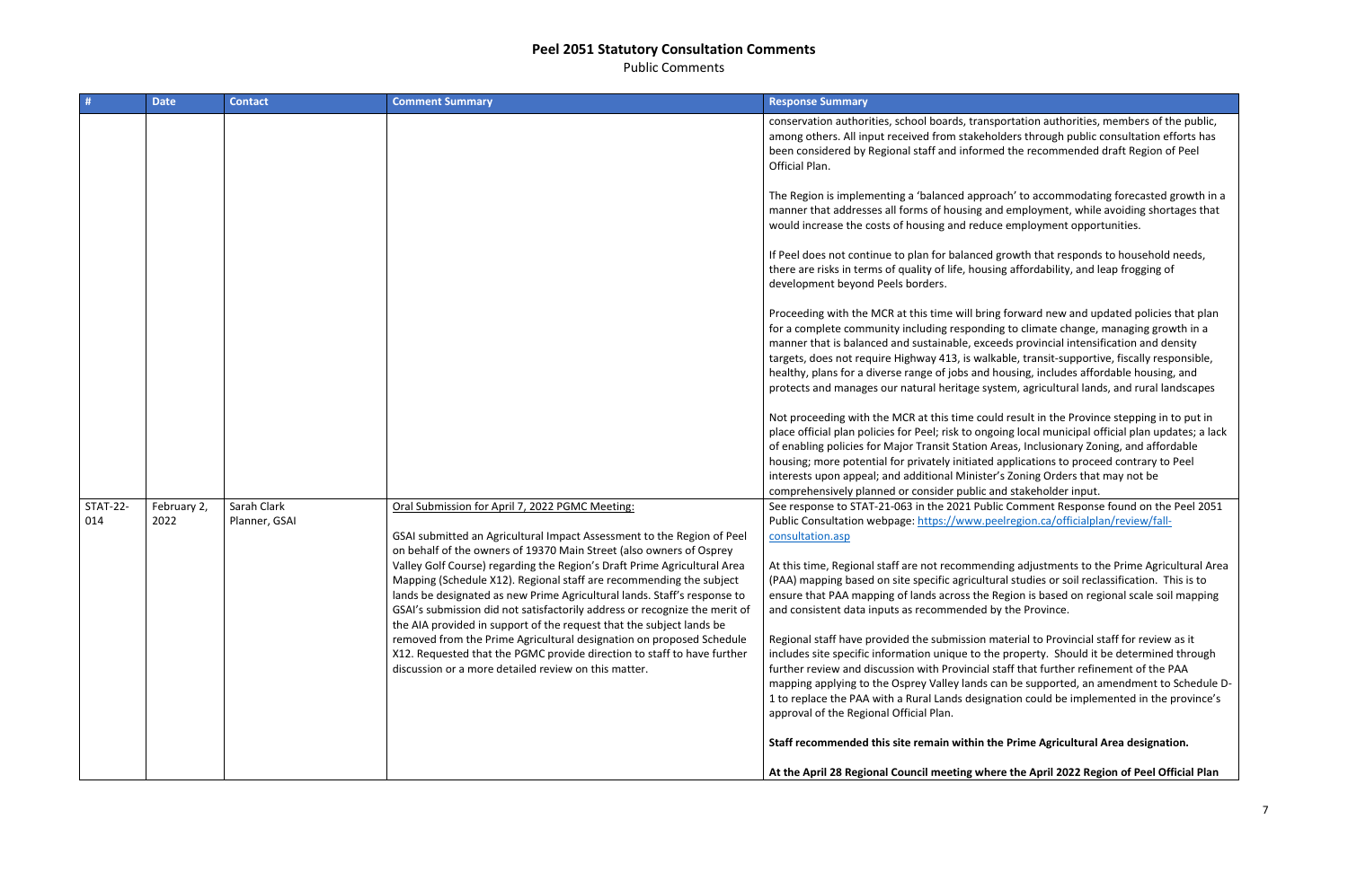# Peel 2051 Statutory Consultation Comments

Public Comments

| # | Date | Contact | Comment Summary | Response Summary |
|---|---|---|---|---|
| | | | | conservation authorities, school boards, transportation authorities, members of the public, among others. All input received from stakeholders through public consultation efforts has been considered by Regional staff and informed the recommended draft Region of Peel Official Plan.<br><br>The Region is implementing a 'balanced approach' to accommodating forecasted growth in a manner that addresses all forms of housing and employment, while avoiding shortages that would increase the costs of housing and reduce employment opportunities.<br><br>If Peel does not continue to plan for balanced growth that responds to household needs, there are risks in terms of quality of life, housing affordability, and leap frogging of development beyond Peels borders.<br><br>Proceeding with the MCR at this time will bring forward new and updated policies that plan for a complete community including responding to climate change, managing growth in a manner that is balanced and sustainable, exceeds provincial intensification and density targets, does not require Highway 413, is walkable, transit-supportive, fiscally responsible, healthy, plans for a diverse range of jobs and housing, includes affordable housing, and protects and manages our natural heritage system, agricultural lands, and rural landscapes<br><br>Not proceeding with the MCR at this time could result in the Province stepping in to put in place official plan policies for Peel; risk to ongoing local municipal official plan updates; a lack of enabling policies for Major Transit Station Areas, Inclusionary Zoning, and affordable housing; more potential for privately initiated applications to proceed contrary to Peel interests upon appeal; and additional Minister's Zoning Orders that may not be comprehensively planned or consider public and stakeholder input. |
| STAT-22-014 | February 2, 2022 | Sarah Clark<br>Planner, GSAI | Oral Submission for April 7, 2022 PGMC Meeting:<br><br>GSAI submitted an Agricultural Impact Assessment to the Region of Peel on behalf of the owners of 19370 Main Street (also owners of Osprey Valley Golf Course) regarding the Region's Draft Prime Agricultural Area Mapping (Schedule X12). Regional staff are recommending the subject lands be designated as new Prime Agricultural lands. Staff's response to GSAI's submission did not satisfactorily address or recognize the merit of the AIA provided in support of the request that the subject lands be removed from the Prime Agricultural designation on proposed Schedule X12. Requested that the PGMC provide direction to staff to have further discussion or a more detailed review on this matter. | See response to STAT-21-063 in the 2021 Public Comment Response found on the Peel 2051 Public Consultation webpage: https://www.peelregion.ca/officialplan/review/fall-consultation.asp<br><br>At this time, Regional staff are not recommending adjustments to the Prime Agricultural Area (PAA) mapping based on site specific agricultural studies or soil reclassification. This is to ensure that PAA mapping of lands across the Region is based on regional scale soil mapping and consistent data inputs as recommended by the Province.<br><br>Regional staff have provided the submission material to Provincial staff for review as it includes site specific information unique to the property. Should it be determined through further review and discussion with Provincial staff that further refinement of the PAA mapping applying to the Osprey Valley lands can be supported, an amendment to Schedule D-1 to replace the PAA with a Rural Lands designation could be implemented in the province's approval of the Regional Official Plan.<br><br>**Staff recommended this site remain within the Prime Agricultural Area designation.**<br><br>**At the April 28 Regional Council meeting where the April 2022 Region of Peel Official Plan** |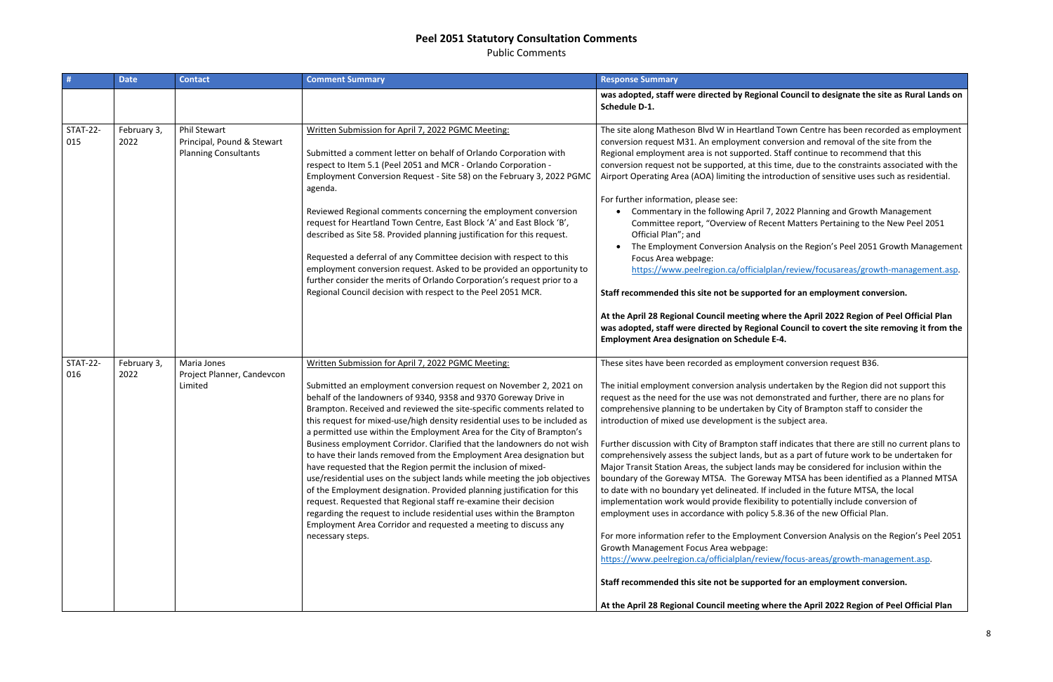# Peel 2051 Statutory Consultation Comments

Public Comments

| # | Date | Contact | Comment Summary | Response Summary |
|---|---|---|---|---|
| | | | | **was adopted, staff were directed by Regional Council to designate the site as Rural Lands on Schedule D-1.** |
| STAT-22-015 | February 3, 2022 | Phil Stewart<br>Principal, Pound & Stewart Planning Consultants | Written Submission for April 7, 2022 PGMC Meeting:<br><br>Submitted a comment letter on behalf of Orlando Corporation with respect to Item 5.1 (Peel 2051 and MCR - Orlando Corporation - Employment Conversion Request - Site 58) on the February 3, 2022 PGMC agenda.<br><br>Reviewed Regional comments concerning the employment conversion request for Heartland Town Centre, East Block 'A' and East Block 'B', described as Site 58. Provided planning justification for this request.<br><br>Requested a deferral of any Committee decision with respect to this employment conversion request. Asked to be provided an opportunity to further consider the merits of Orlando Corporation's request prior to a Regional Council decision with respect to the Peel 2051 MCR. | The site along Matheson Blvd W in Heartland Town Centre has been recorded as employment conversion request M31. An employment conversion and removal of the site from the Regional employment area is not supported. Staff continue to recommend that this conversion request not be supported, at this time, due to the constraints associated with the Airport Operating Area (AOA) limiting the introduction of sensitive uses such as residential.<br><br>For further information, please see:<br>• Commentary in the following April 7, 2022 Planning and Growth Management Committee report, "Overview of Recent Matters Pertaining to the New Peel 2051 Official Plan"; and<br>• The Employment Conversion Analysis on the Region's Peel 2051 Growth Management Focus Area webpage: https://www.peelregion.ca/officialplan/review/focusareas/growth-management.asp.<br><br>**Staff recommended this site not be supported for an employment conversion.**<br><br>**At the April 28 Regional Council meeting where the April 2022 Region of Peel Official Plan was adopted, staff were directed by Regional Council to covert the site removing it from the Employment Area designation on Schedule E-4.** |
| STAT-22-016 | February 3, 2022 | Maria Jones<br>Project Planner, Candevcon Limited | Written Submission for April 7, 2022 PGMC Meeting:<br><br>Submitted an employment conversion request on November 2, 2021 on behalf of the landowners of 9340, 9358 and 9370 Goreway Drive in Brampton. Received and reviewed the site-specific comments related to this request for mixed-use/high density residential uses to be included as a permitted use within the Employment Area for the City of Brampton's Business employment Corridor. Clarified that the landowners do not wish to have their lands removed from the Employment Area designation but have requested that the Region permit the inclusion of mixed-use/residential uses on the subject lands while meeting the job objectives of the Employment designation. Provided planning justification for this request. Requested that Regional staff re-examine their decision regarding the request to include residential uses within the Brampton Employment Area Corridor and requested a meeting to discuss any necessary steps. | These sites have been recorded as employment conversion request B36.<br><br>The initial employment conversion analysis undertaken by the Region did not support this request as the need for the use was not demonstrated and further, there are no plans for comprehensive planning to be undertaken by City of Brampton staff to consider the introduction of mixed use development is the subject area.<br><br>Further discussion with City of Brampton staff indicates that there are still no current plans to comprehensively assess the subject lands, but as a part of future work to be undertaken for Major Transit Station Areas, the subject lands may be considered for inclusion within the boundary of the Goreway MTSA. The Goreway MTSA has been identified as a Planned MTSA to date with no boundary yet delineated. If included in the future MTSA, the local implementation work would provide flexibility to potentially include conversion of employment uses in accordance with policy 5.8.36 of the new Official Plan.<br><br>For more information refer to the Employment Conversion Analysis on the Region's Peel 2051 Growth Management Focus Area webpage: https://www.peelregion.ca/officialplan/review/focus-areas/growth-management.asp.<br><br>**Staff recommended this site not be supported for an employment conversion.**<br><br>**At the April 28 Regional Council meeting where the April 2022 Region of Peel Official Plan** |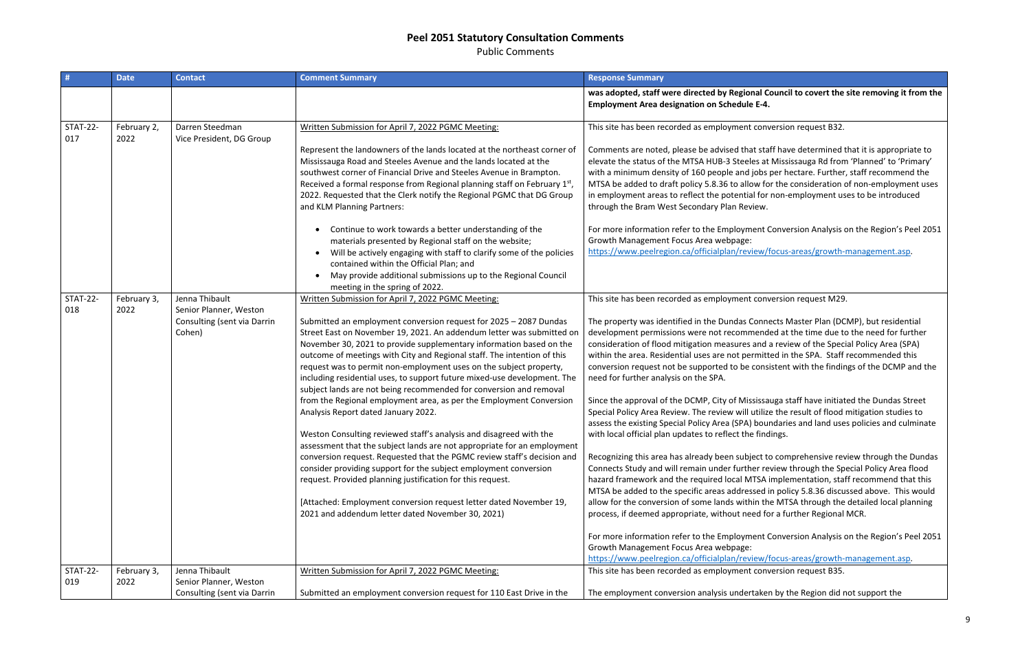# Peel 2051 Statutory Consultation Comments

Public Comments

| # | Date | Contact | Comment Summary | Response Summary |
|---|---|---|---|---|
| | | | | **was adopted, staff were directed by Regional Council to covert the site removing it from the Employment Area designation on Schedule E-4.** |
| STAT-22-017 | February 2, 2022 | Darren Steedman<br>Vice President, DG Group | Written Submission for April 7, 2022 PGMC Meeting:<br><br>Represent the landowners of the lands located at the northeast corner of Mississauga Road and Steeles Avenue and the lands located at the southwest corner of Financial Drive and Steeles Avenue in Brampton. Received a formal response from Regional planning staff on February 1st, 2022. Requested that the Clerk notify the Regional PGMC that DG Group and KLM Planning Partners:<br><br>• Continue to work towards a better understanding of the materials presented by Regional staff on the website;<br>• Will be actively engaging with staff to clarify some of the policies contained within the Official Plan; and<br>• May provide additional submissions up to the Regional Council meeting in the spring of 2022. | This site has been recorded as employment conversion request B32.<br><br>Comments are noted, please be advised that staff have determined that it is appropriate to elevate the status of the MTSA HUB-3 Steeles at Mississauga Rd from 'Planned' to 'Primary' with a minimum density of 160 people and jobs per hectare. Further, staff recommend the MTSA be added to draft policy 5.8.36 to allow for the consideration of non-employment uses in employment areas to reflect the potential for non-employment uses to be introduced through the Bram West Secondary Plan Review.<br><br>For more information refer to the Employment Conversion Analysis on the Region's Peel 2051 Growth Management Focus Area webpage:<br>https://www.peelregion.ca/officialplan/review/focus-areas/growth-management.asp. |
| STAT-22-018 | February 3, 2022 | Jenna Thibault<br>Senior Planner, Weston Consulting (sent via Darrin Cohen) | Written Submission for April 7, 2022 PGMC Meeting:<br><br>Submitted an employment conversion request for 2025 – 2087 Dundas Street East on November 19, 2021. An addendum letter was submitted on November 30, 2021 to provide supplementary information based on the outcome of meetings with City and Regional staff. The intention of this request was to permit non-employment uses on the subject property, including residential uses, to support future mixed-use development. The subject lands are not being recommended for conversion and removal from the Regional employment area, as per the Employment Conversion Analysis Report dated January 2022.<br><br>Weston Consulting reviewed staff's analysis and disagreed with the assessment that the subject lands are not appropriate for an employment conversion request. Requested that the PGMC review staff's decision and consider providing support for the subject employment conversion request. Provided planning justification for this request.<br><br>[Attached: Employment conversion request letter dated November 19, 2021 and addendum letter dated November 30, 2021) | This site has been recorded as employment conversion request M29.<br><br>The property was identified in the Dundas Connects Master Plan (DCMP), but residential development permissions were not recommended at the time due to the need for further consideration of flood mitigation measures and a review of the Special Policy Area (SPA) within the area. Residential uses are not permitted in the SPA. Staff recommended this conversion request not be supported to be consistent with the findings of the DCMP and the need for further analysis on the SPA.<br><br>Since the approval of the DCMP, City of Mississauga staff have initiated the Dundas Street Special Policy Area Review. The review will utilize the result of flood mitigation studies to assess the existing Special Policy Area (SPA) boundaries and land uses policies and culminate with local official plan updates to reflect the findings.<br><br>Recognizing this area has already been subject to comprehensive review through the Dundas Connects Study and will remain under further review through the Special Policy Area flood hazard framework and the required local MTSA implementation, staff recommend that this MTSA be added to the specific areas addressed in policy 5.8.36 discussed above. This would allow for the conversion of some lands within the MTSA through the detailed local planning process, if deemed appropriate, without need for a further Regional MCR.<br><br>For more information refer to the Employment Conversion Analysis on the Region's Peel 2051 Growth Management Focus Area webpage:<br>https://www.peelregion.ca/officialplan/review/focus-areas/growth-management.asp. |
| STAT-22-019 | February 3, 2022 | Jenna Thibault<br>Senior Planner, Weston Consulting (sent via Darrin | Written Submission for April 7, 2022 PGMC Meeting:<br><br>Submitted an employment conversion request for 110 East Drive in the | This site has been recorded as employment conversion request B35.<br><br>The employment conversion analysis undertaken by the Region did not support the |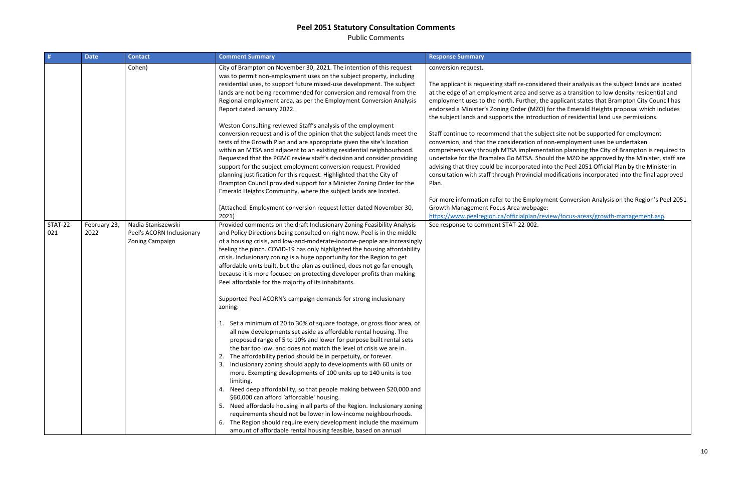# Peel 2051 Statutory Consultation Comments

Public Comments

| # | Date | Contact | Comment Summary | Response Summary |
| --- | --- | --- | --- | --- |
| | | Cohen) | City of Brampton on November 30, 2021. The intention of this request was to permit non-employment uses on the subject property, including residential uses, to support future mixed-use development. The subject lands are not being recommended for conversion and removal from the Regional employment area, as per the Employment Conversion Analysis Report dated January 2022.<br><br>Weston Consulting reviewed Staff's analysis of the employment conversion request and is of the opinion that the subject lands meet the tests of the Growth Plan and are appropriate given the site's location within an MTSA and adjacent to an existing residential neighbourhood. Requested that the PGMC review staff's decision and consider providing support for the subject employment conversion request. Provided planning justification for this request. Highlighted that the City of Brampton Council provided support for a Minister Zoning Order for the Emerald Heights Community, where the subject lands are located.<br><br>[Attached: Employment conversion request letter dated November 30, 2021) | conversion request.<br><br>The applicant is requesting staff re-considered their analysis as the subject lands are located at the edge of an employment area and serve as a transition to low density residential and employment uses to the north. Further, the applicant states that Brampton City Council has endorsed a Minister's Zoning Order (MZO) for the Emerald Heights proposal which includes the subject lands and supports the introduction of residential land use permissions.<br><br>Staff continue to recommend that the subject site not be supported for employment conversion, and that the consideration of non-employment uses be undertaken comprehensively through MTSA implementation planning the City of Brampton is required to undertake for the Bramalea Go MTSA. Should the MZO be approved by the Minister, staff are advising that they could be incorporated into the Peel 2051 Official Plan by the Minister in consultation with staff through Provincial modifications incorporated into the final approved Plan.<br><br>For more information refer to the Employment Conversion Analysis on the Region's Peel 2051 Growth Management Focus Area webpage: https://www.peelregion.ca/officialplan/review/focus-areas/growth-management.asp. |
| STAT-22-021 | February 23, 2022 | Nadia Staniszewski<br>Peel's ACORN Inclusionary Zoning Campaign | Provided comments on the draft Inclusionary Zoning Feasibility Analysis and Policy Directions being consulted on right now. Peel is in the middle of a housing crisis, and low-and-moderate-income-people are increasingly feeling the pinch. COVID-19 has only highlighted the housing affordability crisis. Inclusionary zoning is a huge opportunity for the Region to get affordable units built, but the plan as outlined, does not go far enough, because it is more focused on protecting developer profits than making Peel affordable for the majority of its inhabitants.<br><br>Supported Peel ACORN's campaign demands for strong inclusionary zoning:<br><br>1. Set a minimum of 20 to 30% of square footage, or gross floor area, of all new developments set aside as affordable rental housing. The proposed range of 5 to 10% and lower for purpose built rental sets the bar too low, and does not match the level of crisis we are in.<br>2. The affordability period should be in perpetuity, or forever.<br>3. Inclusionary zoning should apply to developments with 60 units or more. Exempting developments of 100 units up to 140 units is too limiting.<br>4. Need deep affordability, so that people making between $20,000 and $60,000 can afford 'affordable' housing.<br>5. Need affordable housing in all parts of the Region. Inclusionary zoning requirements should not be lower in low-income neighbourhoods.<br>6. The Region should require every development include the maximum amount of affordable rental housing feasible, based on annual | See response to comment STAT-22-002. |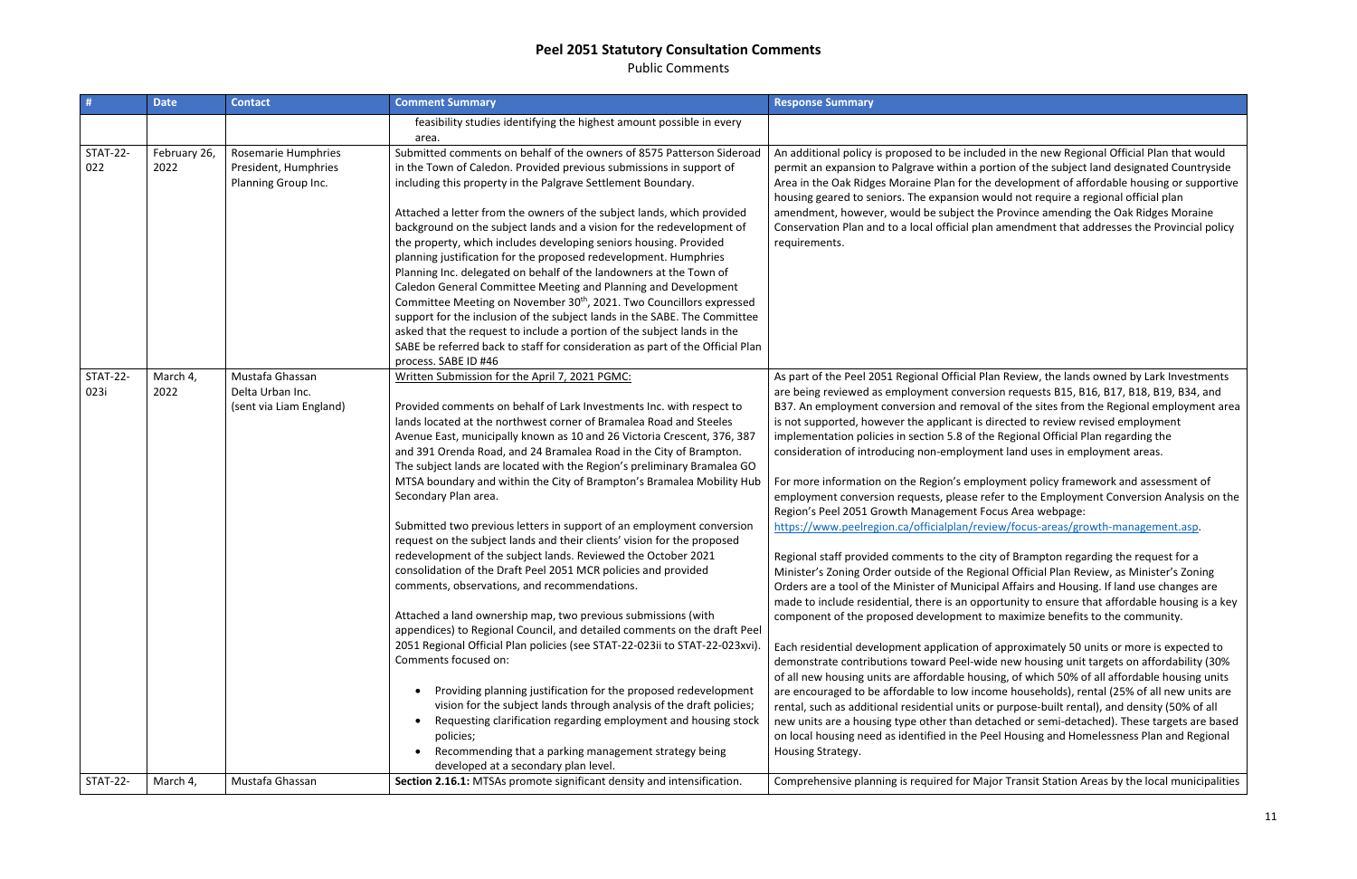# Peel 2051 Statutory Consultation Comments

Public Comments

| # | Date | Contact | Comment Summary | Response Summary |
|---|---|---|---|---|
| | | | feasibility studies identifying the highest amount possible in every area. | |
| STAT-22-022 | February 26, 2022 | Rosemarie Humphries President, Humphries Planning Group Inc. | Submitted comments on behalf of the owners of 8575 Patterson Sideroad in the Town of Caledon. Provided previous submissions in support of including this property in the Palgrave Settlement Boundary.<br><br>Attached a letter from the owners of the subject lands, which provided background on the subject lands and a vision for the redevelopment of the property, which includes developing seniors housing. Provided planning justification for the proposed redevelopment. Humphries Planning Inc. delegated on behalf of the landowners at the Town of Caledon General Committee Meeting and Planning and Development Committee Meeting on November 30th, 2021. Two Councillors expressed support for the inclusion of the subject lands in the SABE. The Committee asked that the request to include a portion of the subject lands in the SABE be referred back to staff for consideration as part of the Official Plan process. SABE ID #46 | An additional policy is proposed to be included in the new Regional Official Plan that would permit an expansion to Palgrave within a portion of the subject land designated Countryside Area in the Oak Ridges Moraine Plan for the development of affordable housing or supportive housing geared to seniors. The expansion would not require a regional official plan amendment, however, would be subject the Province amending the Oak Ridges Moraine Conservation Plan and to a local official plan amendment that addresses the Provincial policy requirements. |
| STAT-22-023i | March 4, 2022 | Mustafa Ghassan Delta Urban Inc. (sent via Liam England) | Written Submission for the April 7, 2021 PGMC:<br><br>Provided comments on behalf of Lark Investments Inc. with respect to lands located at the northwest corner of Bramalea Road and Steeles Avenue East, municipally known as 10 and 26 Victoria Crescent, 376, 387 and 391 Orenda Road, and 24 Bramalea Road in the City of Brampton. The subject lands are located with the Region's preliminary Bramalea GO MTSA boundary and within the City of Brampton's Bramalea Mobility Hub Secondary Plan area.<br><br>Submitted two previous letters in support of an employment conversion request on the subject lands and their clients' vision for the proposed redevelopment of the subject lands. Reviewed the October 2021 consolidation of the Draft Peel 2051 MCR policies and provided comments, observations, and recommendations.<br><br>Attached a land ownership map, two previous submissions (with appendices) to Regional Council, and detailed comments on the draft Peel 2051 Regional Official Plan policies (see STAT-22-023ii to STAT-22-023xvi). Comments focused on:<br><br>• Providing planning justification for the proposed redevelopment vision for the subject lands through analysis of the draft policies;<br>• Requesting clarification regarding employment and housing stock policies;<br>• Recommending that a parking management strategy being developed at a secondary plan level. | As part of the Peel 2051 Regional Official Plan Review, the lands owned by Lark Investments are being reviewed as employment conversion requests B15, B16, B17, B18, B19, B34, and B37. An employment conversion and removal of the sites from the Regional employment area is not supported, however the applicant is directed to review revised employment implementation policies in section 5.8 of the Regional Official Plan regarding the consideration of introducing non-employment land uses in employment areas.<br><br>For more information on the Region's employment policy framework and assessment of employment conversion requests, please refer to the Employment Conversion Analysis on the Region's Peel 2051 Growth Management Focus Area webpage: https://www.peelregion.ca/officialplan/review/focus-areas/growth-management.asp.<br><br>Regional staff provided comments to the city of Brampton regarding the request for a Minister's Zoning Order outside of the Regional Official Plan Review, as Minister's Zoning Orders are a tool of the Minister of Municipal Affairs and Housing. If land use changes are made to include residential, there is an opportunity to ensure that affordable housing is a key component of the proposed development to maximize benefits to the community.<br><br>Each residential development application of approximately 50 units or more is expected to demonstrate contributions toward Peel-wide new housing unit targets on affordability (30% of all new housing units are affordable housing, of which 50% of all affordable housing units are encouraged to be affordable to low income households), rental (25% of all new units are rental, such as additional residential units or purpose-built rental), and density (50% of all new units are a housing type other than detached or semi-detached). These targets are based on local housing need as identified in the Peel Housing and Homelessness Plan and Regional Housing Strategy. |
| STAT-22- | March 4, | Mustafa Ghassan | **Section 2.16.1:** MTSAs promote significant density and intensification. | Comprehensive planning is required for Major Transit Station Areas by the local municipalities |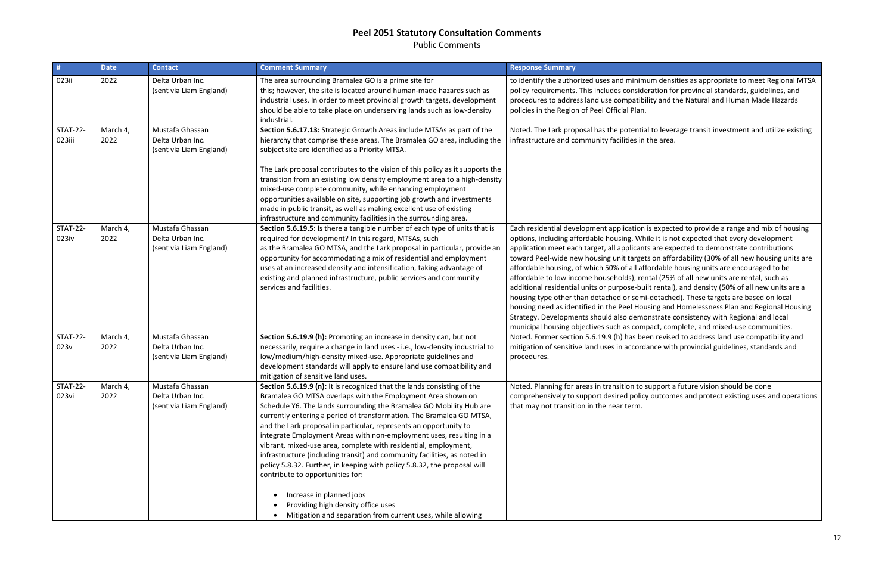# Peel 2051 Statutory Consultation Comments

Public Comments

| # | Date | Contact | Comment Summary | Response Summary |
|---|---|---|---|---|
| 023ii | 2022 | Delta Urban Inc. (sent via Liam England) | The area surrounding Bramalea GO is a prime site for this; however, the site is located around human-made hazards such as industrial uses. In order to meet provincial growth targets, development should be able to take place on underserving lands such as low-density industrial. | to identify the authorized uses and minimum densities as appropriate to meet Regional MTSA policy requirements. This includes consideration for provincial standards, guidelines, and procedures to address land use compatibility and the Natural and Human Made Hazards policies in the Region of Peel Official Plan. |
| STAT-22-023iii | March 4, 2022 | Mustafa Ghassan Delta Urban Inc. (sent via Liam England) | **Section 5.6.17.13:** Strategic Growth Areas include MTSAs as part of the hierarchy that comprise these areas. The Bramalea GO area, including the subject site are identified as a Priority MTSA.<br><br>The Lark proposal contributes to the vision of this policy as it supports the transition from an existing low density employment area to a high-density mixed-use complete community, while enhancing employment opportunities available on site, supporting job growth and investments made in public transit, as well as making excellent use of existing infrastructure and community facilities in the surrounding area. | Noted. The Lark proposal has the potential to leverage transit investment and utilize existing infrastructure and community facilities in the area. |
| STAT-22-023iv | March 4, 2022 | Mustafa Ghassan Delta Urban Inc. (sent via Liam England) | **Section 5.6.19.5:** Is there a tangible number of each type of units that is required for development? In this regard, MTSAs, such as the Bramalea GO MTSA, and the Lark proposal in particular, provide an opportunity for accommodating a mix of residential and employment uses at an increased density and intensification, taking advantage of existing and planned infrastructure, public services and community services and facilities. | Each residential development application is expected to provide a range and mix of housing options, including affordable housing. While it is not expected that every development application meet each target, all applicants are expected to demonstrate contributions toward Peel-wide new housing unit targets on affordability (30% of all new housing units are affordable housing, of which 50% of all affordable housing units are encouraged to be affordable to low income households), rental (25% of all new units are rental, such as additional residential units or purpose-built rental), and density (50% of all new units are a housing type other than detached or semi-detached). These targets are based on local housing need as identified in the Peel Housing and Homelessness Plan and Regional Housing Strategy. Developments should also demonstrate consistency with Regional and local municipal housing objectives such as compact, complete, and mixed-use communities. |
| STAT-22-023v | March 4, 2022 | Mustafa Ghassan Delta Urban Inc. (sent via Liam England) | **Section 5.6.19.9 (h):** Promoting an increase in density can, but not necessarily, require a change in land uses - i.e., low-density industrial to low/medium/high-density mixed-use. Appropriate guidelines and development standards will apply to ensure land use compatibility and mitigation of sensitive land uses. | Noted. Former section 5.6.19.9 (h) has been revised to address land use compatibility and mitigation of sensitive land uses in accordance with provincial guidelines, standards and procedures. |
| STAT-22-023vi | March 4, 2022 | Mustafa Ghassan Delta Urban Inc. (sent via Liam England) | **Section 5.6.19.9 (n):** It is recognized that the lands consisting of the Bramalea GO MTSA overlaps with the Employment Area shown on Schedule Y6. The lands surrounding the Bramalea GO Mobility Hub are currently entering a period of transformation. The Bramalea GO MTSA, and the Lark proposal in particular, represents an opportunity to integrate Employment Areas with non-employment uses, resulting in a vibrant, mixed-use area, complete with residential, employment, infrastructure (including transit) and community facilities, as noted in policy 5.8.32. Further, in keeping with policy 5.8.32, the proposal will contribute to opportunities for:<br><br>• Increase in planned jobs<br>• Providing high density office uses<br>• Mitigation and separation from current uses, while allowing | Noted. Planning for areas in transition to support a future vision should be done comprehensively to support desired policy outcomes and protect existing uses and operations that may not transition in the near term. |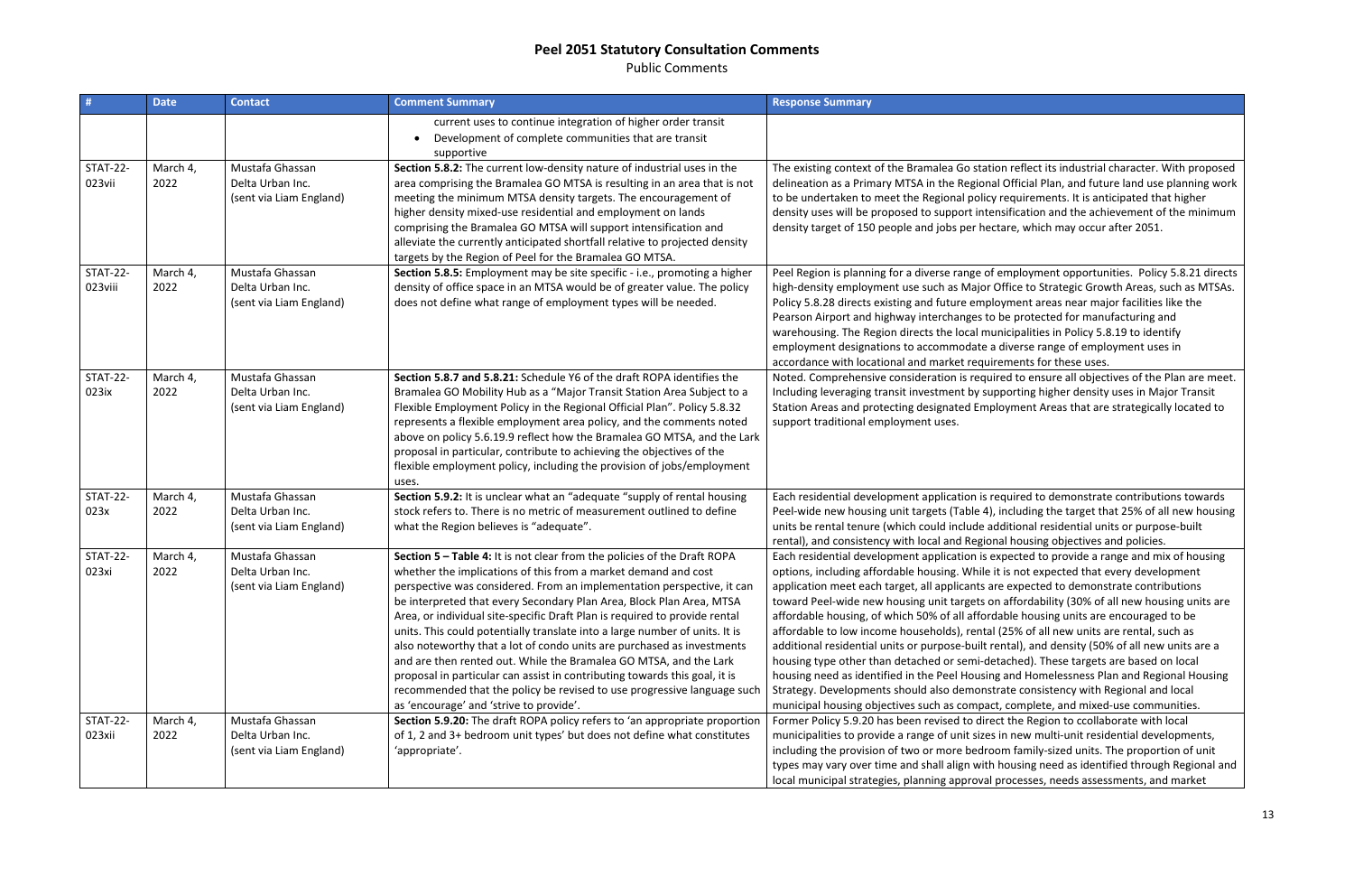# Peel 2051 Statutory Consultation Comments

Public Comments

| # | Date | Contact | Comment Summary | Response Summary |
|---|---|---|---|---|
| | | | current uses to continue integration of higher order transit<br>• Development of complete communities that are transit supportive | |
| STAT-22-023vii | March 4, 2022 | Mustafa Ghassan<br>Delta Urban Inc.<br>(sent via Liam England) | **Section 5.8.2:** The current low-density nature of industrial uses in the area comprising the Bramalea GO MTSA is resulting in an area that is not meeting the minimum MTSA density targets. The encouragement of higher density mixed-use residential and employment on lands comprising the Bramalea GO MTSA will support intensification and alleviate the currently anticipated shortfall relative to projected density targets by the Region of Peel for the Bramalea GO MTSA. | The existing context of the Bramalea Go station reflect its industrial character. With proposed delineation as a Primary MTSA in the Regional Official Plan, and future land use planning work to be undertaken to meet the Regional policy requirements. It is anticipated that higher density uses will be proposed to support intensification and the achievement of the minimum density target of 150 people and jobs per hectare, which may occur after 2051. |
| STAT-22-023viii | March 4, 2022 | Mustafa Ghassan<br>Delta Urban Inc.<br>(sent via Liam England) | **Section 5.8.5:** Employment may be site specific - i.e., promoting a higher density of office space in an MTSA would be of greater value. The policy does not define what range of employment types will be needed. | Peel Region is planning for a diverse range of employment opportunities. Policy 5.8.21 directs high-density employment use such as Major Office to Strategic Growth Areas, such as MTSAs. Policy 5.8.28 directs existing and future employment areas near major facilities like the Pearson Airport and highway interchanges to be protected for manufacturing and warehousing. The Region directs the local municipalities in Policy 5.8.19 to identify employment designations to accommodate a diverse range of employment uses in accordance with locational and market requirements for these uses. |
| STAT-22-023ix | March 4, 2022 | Mustafa Ghassan<br>Delta Urban Inc.<br>(sent via Liam England) | **Section 5.8.7 and 5.8.21:** Schedule Y6 of the draft ROPA identifies the Bramalea GO Mobility Hub as a "Major Transit Station Area Subject to a Flexible Employment Policy in the Regional Official Plan". Policy 5.8.32 represents a flexible employment area policy, and the comments noted above on policy 5.6.19.9 reflect how the Bramalea GO MTSA, and the Lark proposal in particular, contribute to achieving the objectives of the flexible employment policy, including the provision of jobs/employment uses. | Noted. Comprehensive consideration is required to ensure all objectives of the Plan are meet. Including leveraging transit investment by supporting higher density uses in Major Transit Station Areas and protecting designated Employment Areas that are strategically located to support traditional employment uses. |
| STAT-22-023x | March 4, 2022 | Mustafa Ghassan<br>Delta Urban Inc.<br>(sent via Liam England) | **Section 5.9.2:** It is unclear what an "adequate "supply of rental housing stock refers to. There is no metric of measurement outlined to define what the Region believes is "adequate". | Each residential development application is required to demonstrate contributions towards Peel-wide new housing unit targets (Table 4), including the target that 25% of all new housing units be rental tenure (which could include additional residential units or purpose-built rental), and consistency with local and Regional housing objectives and policies. |
| STAT-22-023xi | March 4, 2022 | Mustafa Ghassan<br>Delta Urban Inc.<br>(sent via Liam England) | **Section 5 – Table 4:** It is not clear from the policies of the Draft ROPA whether the implications of this from a market demand and cost perspective was considered. From an implementation perspective, it can be interpreted that every Secondary Plan Area, Block Plan Area, MTSA Area, or individual site-specific Draft Plan is required to provide rental units. This could potentially translate into a large number of units. It is also noteworthy that a lot of condo units are purchased as investments and are then rented out. While the Bramalea GO MTSA, and the Lark proposal in particular can assist in contributing towards this goal, it is recommended that the policy be revised to use progressive language such as 'encourage' and 'strive to provide'. | Each residential development application is expected to provide a range and mix of housing options, including affordable housing. While it is not expected that every development application meet each target, all applicants are expected to demonstrate contributions toward Peel-wide new housing unit targets on affordability (30% of all new housing units are affordable housing, of which 50% of all affordable housing units are encouraged to be affordable to low income households), rental (25% of all new units are rental, such as additional residential units or purpose-built rental), and density (50% of all new units are a housing type other than detached or semi-detached). These targets are based on local housing need as identified in the Peel Housing and Homelessness Plan and Regional Housing Strategy. Developments should also demonstrate consistency with Regional and local municipal housing objectives such as compact, complete, and mixed-use communities. |
| STAT-22-023xii | March 4, 2022 | Mustafa Ghassan<br>Delta Urban Inc.<br>(sent via Liam England) | **Section 5.9.20:** The draft ROPA policy refers to 'an appropriate proportion of 1, 2 and 3+ bedroom unit types' but does not define what constitutes 'appropriate'. | Former Policy 5.9.20 has been revised to direct the Region to ccollaborate with local municipalities to provide a range of unit sizes in new multi-unit residential developments, including the provision of two or more bedroom family-sized units. The proportion of unit types may vary over time and shall align with housing need as identified through Regional and local municipal strategies, planning approval processes, needs assessments, and market |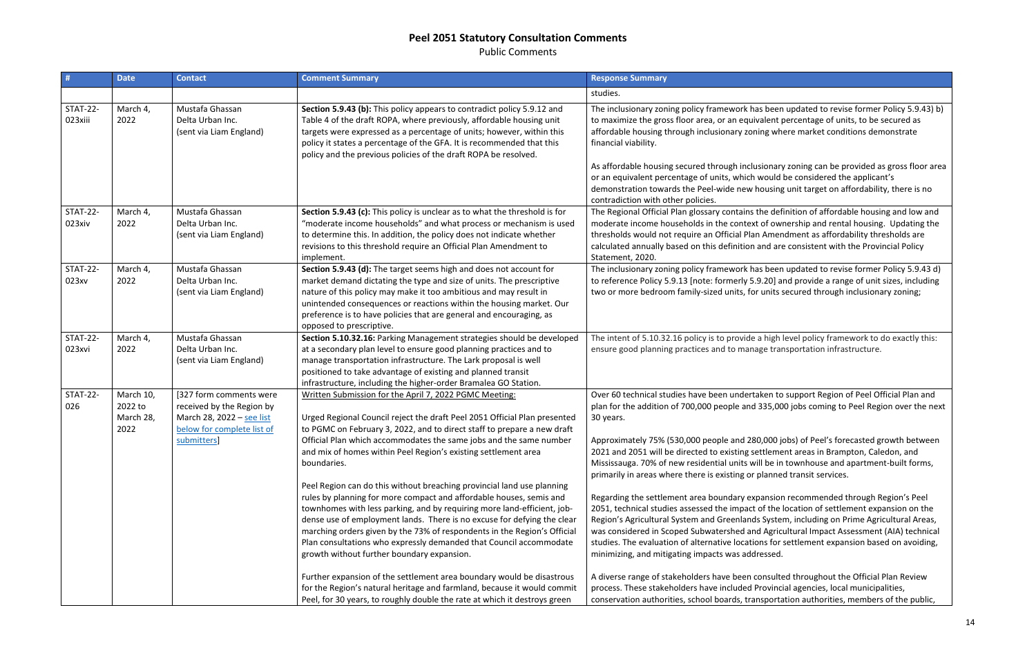# Peel 2051 Statutory Consultation Comments

Public Comments

| # | Date | Contact | Comment Summary | Response Summary |
|---|---|---|---|---|
| | | | | studies. |
| STAT-22-023xiii | March 4, 2022 | Mustafa Ghassan<br>Delta Urban Inc.<br>(sent via Liam England) | **Section 5.9.43 (b):** This policy appears to contradict policy 5.9.12 and Table 4 of the draft ROPA, where previously, affordable housing unit targets were expressed as a percentage of units; however, within this policy it states a percentage of the GFA. It is recommended that this policy and the previous policies of the draft ROPA be resolved. | The inclusionary zoning policy framework has been updated to revise former Policy 5.9.43) b) to maximize the gross floor area, or an equivalent percentage of units, to be secured as affordable housing through inclusionary zoning where market conditions demonstrate financial viability.<br><br>As affordable housing secured through inclusionary zoning can be provided as gross floor area or an equivalent percentage of units, which would be considered the applicant's demonstration towards the Peel-wide new housing unit target on affordability, there is no contradiction with other policies. |
| STAT-22-023xiv | March 4, 2022 | Mustafa Ghassan<br>Delta Urban Inc.<br>(sent via Liam England) | **Section 5.9.43 (c):** This policy is unclear as to what the threshold is for "moderate income households" and what process or mechanism is used to determine this. In addition, the policy does not indicate whether revisions to this threshold require an Official Plan Amendment to implement. | The Regional Official Plan glossary contains the definition of affordable housing and low and moderate income households in the context of ownership and rental housing. Updating the thresholds would not require an Official Plan Amendment as affordability thresholds are calculated annually based on this definition and are consistent with the Provincial Policy Statement, 2020. |
| STAT-22-023xv | March 4, 2022 | Mustafa Ghassan<br>Delta Urban Inc.<br>(sent via Liam England) | **Section 5.9.43 (d):** The target seems high and does not account for market demand dictating the type and size of units. The prescriptive nature of this policy may make it too ambitious and may result in unintended consequences or reactions within the housing market. Our preference is to have policies that are general and encouraging, as opposed to prescriptive. | The inclusionary zoning policy framework has been updated to revise former Policy 5.9.43 d) to reference Policy 5.9.13 [note: formerly 5.9.20] and provide a range of unit sizes, including two or more bedroom family-sized units, for units secured through inclusionary zoning; |
| STAT-22-023xvi | March 4, 2022 | Mustafa Ghassan<br>Delta Urban Inc.<br>(sent via Liam England) | **Section 5.10.32.16:** Parking Management strategies should be developed at a secondary plan level to ensure good planning practices and to manage transportation infrastructure. The Lark proposal is well positioned to take advantage of existing and planned transit infrastructure, including the higher-order Bramalea GO Station. | The intent of 5.10.32.16 policy is to provide a high level policy framework to do exactly this: ensure good planning practices and to manage transportation infrastructure. |
| STAT-22-026 | March 10, 2022 to March 28, 2022 | [327 form comments were received by the Region by March 28, 2022 – see list below for complete list of submitters] | Written Submission for the April 7, 2022 PGMC Meeting:<br><br>Urged Regional Council reject the draft Peel 2051 Official Plan presented to PGMC on February 3, 2022, and to direct staff to prepare a new draft Official Plan which accommodates the same jobs and the same number and mix of homes within Peel Region's existing settlement area boundaries.<br><br>Peel Region can do this without breaching provincial land use planning rules by planning for more compact and affordable houses, semis and townhomes with less parking, and by requiring more land-efficient, job-dense use of employment lands. There is no excuse for defying the clear marching orders given by the 73% of respondents in the Region's Official Plan consultations who expressly demanded that Council accommodate growth without further boundary expansion.<br><br>Further expansion of the settlement area boundary would be disastrous for the Region's natural heritage and farmland, because it would commit Peel, for 30 years, to roughly double the rate at which it destroys green | Over 60 technical studies have been undertaken to support Region of Peel Official Plan and plan for the addition of 700,000 people and 335,000 jobs coming to Peel Region over the next 30 years.<br><br>Approximately 75% (530,000 people and 280,000 jobs) of Peel's forecasted growth between 2021 and 2051 will be directed to existing settlement areas in Brampton, Caledon, and Mississauga. 70% of new residential units will be in townhouse and apartment-built forms, primarily in areas where there is existing or planned transit services.<br><br>Regarding the settlement area boundary expansion recommended through Region's Peel 2051, technical studies assessed the impact of the location of settlement expansion on the Region's Agricultural System and Greenlands System, including on Prime Agricultural Areas, was considered in Scoped Subwatershed and Agricultural Impact Assessment (AIA) technical studies. The evaluation of alternative locations for settlement expansion based on avoiding, minimizing, and mitigating impacts was addressed.<br><br>A diverse range of stakeholders have been consulted throughout the Official Plan Review process. These stakeholders have included Provincial agencies, local municipalities, conservation authorities, school boards, transportation authorities, members of the public, |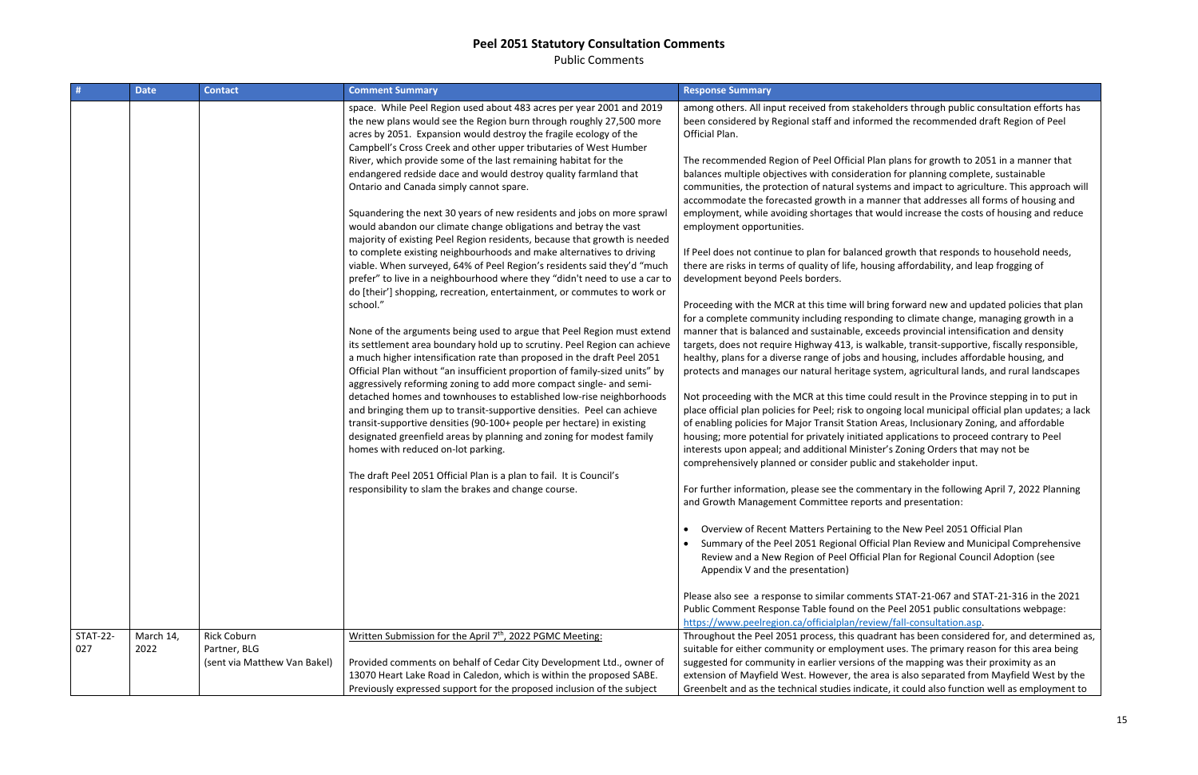# Peel 2051 Statutory Consultation Comments

Public Comments

| # | Date | Contact | Comment Summary | Response Summary |
|---|---|---|---|---|
| | | | space. While Peel Region used about 483 acres per year 2001 and 2019 the new plans would see the Region burn through roughly 27,500 more acres by 2051. Expansion would destroy the fragile ecology of the Campbell's Cross Creek and other upper tributaries of West Humber River, which provide some of the last remaining habitat for the endangered redside dace and would destroy quality farmland that Ontario and Canada simply cannot spare.<br><br>Squandering the next 30 years of new residents and jobs on more sprawl would abandon our climate change obligations and betray the vast majority of existing Peel Region residents, because that growth is needed to complete existing neighbourhoods and make alternatives to driving viable. When surveyed, 64% of Peel Region's residents said they'd "much prefer" to live in a neighbourhood where they "didn't need to use a car to do [their'] shopping, recreation, entertainment, or commutes to work or school."<br><br>None of the arguments being used to argue that Peel Region must extend its settlement area boundary hold up to scrutiny. Peel Region can achieve a much higher intensification rate than proposed in the draft Peel 2051 Official Plan without "an insufficient proportion of family-sized units" by aggressively reforming zoning to add more compact single- and semi-detached homes and townhouses to established low-rise neighborhoods and bringing them up to transit-supportive densities. Peel can achieve transit-supportive densities (90-100+ people per hectare) in existing designated greenfield areas by planning and zoning for modest family homes with reduced on-lot parking.<br><br>The draft Peel 2051 Official Plan is a plan to fail. It is Council's responsibility to slam the brakes and change course. | among others. All input received from stakeholders through public consultation efforts has been considered by Regional staff and informed the recommended draft Region of Peel Official Plan.<br><br>The recommended Region of Peel Official Plan plans for growth to 2051 in a manner that balances multiple objectives with consideration for planning complete, sustainable communities, the protection of natural systems and impact to agriculture. This approach will accommodate the forecasted growth in a manner that addresses all forms of housing and employment, while avoiding shortages that would increase the costs of housing and reduce employment opportunities.<br><br>If Peel does not continue to plan for balanced growth that responds to household needs, there are risks in terms of quality of life, housing affordability, and leap frogging of development beyond Peels borders.<br><br>Proceeding with the MCR at this time will bring forward new and updated policies that plan for a complete community including responding to climate change, managing growth in a manner that is balanced and sustainable, exceeds provincial intensification and density targets, does not require Highway 413, is walkable, transit-supportive, fiscally responsible, healthy, plans for a diverse range of jobs and housing, includes affordable housing, and protects and manages our natural heritage system, agricultural lands, and rural landscapes<br><br>Not proceeding with the MCR at this time could result in the Province stepping in to put in place official plan policies for Peel; risk to ongoing local municipal official plan updates; a lack of enabling policies for Major Transit Station Areas, Inclusionary Zoning, and affordable housing; more potential for privately initiated applications to proceed contrary to Peel interests upon appeal; and additional Minister's Zoning Orders that may not be comprehensively planned or consider public and stakeholder input.<br><br>For further information, please see the commentary in the following April 7, 2022 Planning and Growth Management Committee reports and presentation:<br><br>• Overview of Recent Matters Pertaining to the New Peel 2051 Official Plan<br>• Summary of the Peel 2051 Regional Official Plan Review and Municipal Comprehensive Review and a New Region of Peel Official Plan for Regional Council Adoption (see Appendix V and the presentation)<br><br>Please also see a response to similar comments STAT-21-067 and STAT-21-316 in the 2021 Public Comment Response Table found on the Peel 2051 public consultations webpage: https://www.peelregion.ca/officialplan/review/fall-consultation.asp. |
| STAT-22-027 | March 14, 2022 | Rick Coburn<br>Partner, BLG<br>(sent via Matthew Van Bakel) | Written Submission for the April 7th, 2022 PGMC Meeting:<br><br>Provided comments on behalf of Cedar City Development Ltd., owner of 13070 Heart Lake Road in Caledon, which is within the proposed SABE. Previously expressed support for the proposed inclusion of the subject | Throughout the Peel 2051 process, this quadrant has been considered for, and determined as, suitable for either community or employment uses. The primary reason for this area being suggested for community in earlier versions of the mapping was their proximity as an extension of Mayfield West. However, the area is also separated from Mayfield West by the Greenbelt and as the technical studies indicate, it could also function well as employment to |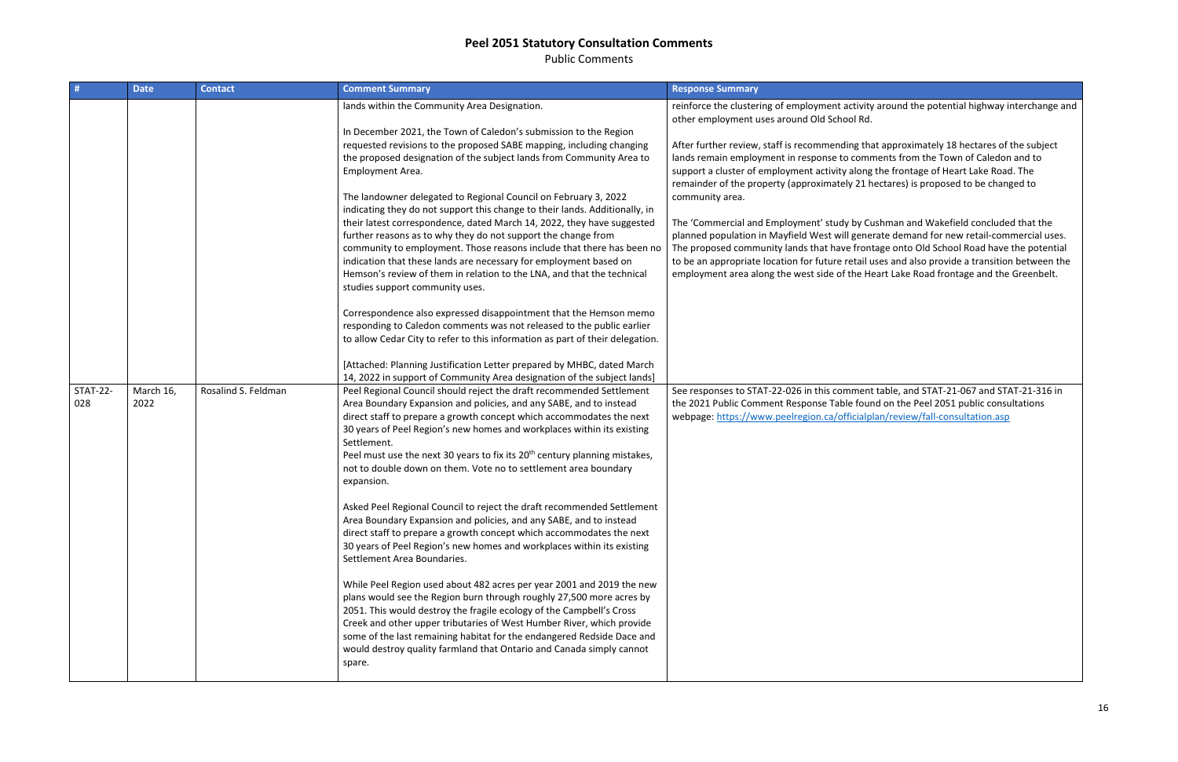# Peel 2051 Statutory Consultation Comments

Public Comments

| # | Date | Contact | Comment Summary | Response Summary |
|---|---|---|---|---|
| | | | lands within the Community Area Designation.<br><br>In December 2021, the Town of Caledon's submission to the Region requested revisions to the proposed SABE mapping, including changing the proposed designation of the subject lands from Community Area to Employment Area.<br><br>The landowner delegated to Regional Council on February 3, 2022 indicating they do not support this change to their lands. Additionally, in their latest correspondence, dated March 14, 2022, they have suggested further reasons as to why they do not support the change from community to employment. Those reasons include that there has been no indication that these lands are necessary for employment based on Hemson's review of them in relation to the LNA, and that the technical studies support community uses.<br><br>Correspondence also expressed disappointment that the Hemson memo responding to Caledon comments was not released to the public earlier to allow Cedar City to refer to this information as part of their delegation.<br><br>[Attached: Planning Justification Letter prepared by MHBC, dated March 14, 2022 in support of Community Area designation of the subject lands] | reinforce the clustering of employment activity around the potential highway interchange and other employment uses around Old School Rd.<br><br>After further review, staff is recommending that approximately 18 hectares of the subject lands remain employment in response to comments from the Town of Caledon and to support a cluster of employment activity along the frontage of Heart Lake Road. The remainder of the property (approximately 21 hectares) is proposed to be changed to community area.<br><br>The 'Commercial and Employment' study by Cushman and Wakefield concluded that the planned population in Mayfield West will generate demand for new retail-commercial uses. The proposed community lands that have frontage onto Old School Road have the potential to be an appropriate location for future retail uses and also provide a transition between the employment area along the west side of the Heart Lake Road frontage and the Greenbelt. |
| STAT-22-028 | March 16, 2022 | Rosalind S. Feldman | Peel Regional Council should reject the draft recommended Settlement Area Boundary Expansion and policies, and any SABE, and to instead direct staff to prepare a growth concept which accommodates the next 30 years of Peel Region's new homes and workplaces within its existing Settlement.<br>Peel must use the next 30 years to fix its 20th century planning mistakes, not to double down on them. Vote no to settlement area boundary expansion.<br><br>Asked Peel Regional Council to reject the draft recommended Settlement Area Boundary Expansion and policies, and any SABE, and to instead direct staff to prepare a growth concept which accommodates the next 30 years of Peel Region's new homes and workplaces within its existing Settlement Area Boundaries.<br><br>While Peel Region used about 482 acres per year 2001 and 2019 the new plans would see the Region burn through roughly 27,500 more acres by 2051. This would destroy the fragile ecology of the Campbell's Cross Creek and other upper tributaries of West Humber River, which provide some of the last remaining habitat for the endangered Redside Dace and would destroy quality farmland that Ontario and Canada simply cannot spare. | See responses to STAT-22-026 in this comment table, and STAT-21-067 and STAT-21-316 in the 2021 Public Comment Response Table found on the Peel 2051 public consultations webpage: https://www.peelregion.ca/officialplan/review/fall-consultation.asp |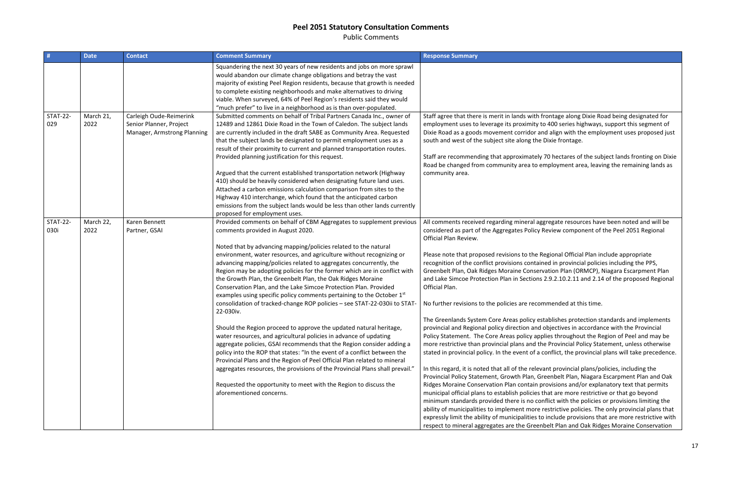# Peel 2051 Statutory Consultation Comments

Public Comments

| # | Date | Contact | Comment Summary | Response Summary |
|---|---|---|---|---|
| | | | Squandering the next 30 years of new residents and jobs on more sprawl would abandon our climate change obligations and betray the vast majority of existing Peel Region residents, because that growth is needed to complete existing neighborhoods and make alternatives to driving viable. When surveyed, 64% of Peel Region's residents said they would "much prefer" to live in a neighborhood as is than over-populated. | |
| STAT-22-029 | March 21, 2022 | Carleigh Oude-Reimerink Senior Planner, Project Manager, Armstrong Planning | Submitted comments on behalf of Tribal Partners Canada Inc., owner of 12489 and 12861 Dixie Road in the Town of Caledon. The subject lands are currently included in the draft SABE as Community Area. Requested that the subject lands be designated to permit employment uses as a result of their proximity to current and planned transportation routes. Provided planning justification for this request.<br><br>Argued that the current established transportation network (Highway 410) should be heavily considered when designating future land uses. Attached a carbon emissions calculation comparison from sites to the Highway 410 interchange, which found that the anticipated carbon emissions from the subject lands would be less than other lands currently proposed for employment uses. | Staff agree that there is merit in lands with frontage along Dixie Road being designated for employment uses to leverage its proximity to 400 series highways, support this segment of Dixie Road as a goods movement corridor and align with the employment uses proposed just south and west of the subject site along the Dixie frontage.<br><br>Staff are recommending that approximately 70 hectares of the subject lands fronting on Dixie Road be changed from community area to employment area, leaving the remaining lands as community area. |
| STAT-22-030i | March 22, 2022 | Karen Bennett Partner, GSAI | Provided comments on behalf of CBM Aggregates to supplement previous comments provided in August 2020.<br><br>Noted that by advancing mapping/policies related to the natural environment, water resources, and agriculture without recognizing or advancing mapping/policies related to aggregates concurrently, the Region may be adopting policies for the former which are in conflict with the Growth Plan, the Greenbelt Plan, the Oak Ridges Moraine Conservation Plan, and the Lake Simcoe Protection Plan. Provided examples using specific policy comments pertaining to the October 1st consolidation of tracked-change ROP policies – see STAT-22-030ii to STAT-22-030iv.<br><br>Should the Region proceed to approve the updated natural heritage, water resources, and agricultural policies in advance of updating aggregate policies, GSAI recommends that the Region consider adding a policy into the ROP that states: "In the event of a conflict between the Provincial Plans and the Region of Peel Official Plan related to mineral aggregates resources, the provisions of the Provincial Plans shall prevail."<br><br>Requested the opportunity to meet with the Region to discuss the aforementioned concerns. | All comments received regarding mineral aggregate resources have been noted and will be considered as part of the Aggregates Policy Review component of the Peel 2051 Regional Official Plan Review.<br><br>Please note that proposed revisions to the Regional Official Plan include appropriate recognition of the conflict provisions contained in provincial policies including the PPS, Greenbelt Plan, Oak Ridges Moraine Conservation Plan (ORMCP), Niagara Escarpment Plan and Lake Simcoe Protection Plan in Sections 2.9.2.10.2.11 and 2.14 of the proposed Regional Official Plan.<br><br>No further revisions to the policies are recommended at this time.<br><br>The Greenlands System Core Areas policy establishes protection standards and implements provincial and Regional policy direction and objectives in accordance with the Provincial Policy Statement. The Core Areas policy applies throughout the Region of Peel and may be more restrictive than provincial plans and the Provincial Policy Statement, unless otherwise stated in provincial policy. In the event of a conflict, the provincial plans will take precedence.<br><br>In this regard, it is noted that all of the relevant provincial plans/policies, including the Provincial Policy Statement, Growth Plan, Greenbelt Plan, Niagara Escarpment Plan and Oak Ridges Moraine Conservation Plan contain provisions and/or explanatory text that permits municipal official plans to establish policies that are more restrictive or that go beyond minimum standards provided there is no conflict with the policies or provisions limiting the ability of municipalities to implement more restrictive policies. The only provincial plans that expressly limit the ability of municipalities to include provisions that are more restrictive with respect to mineral aggregates are the Greenbelt Plan and Oak Ridges Moraine Conservation |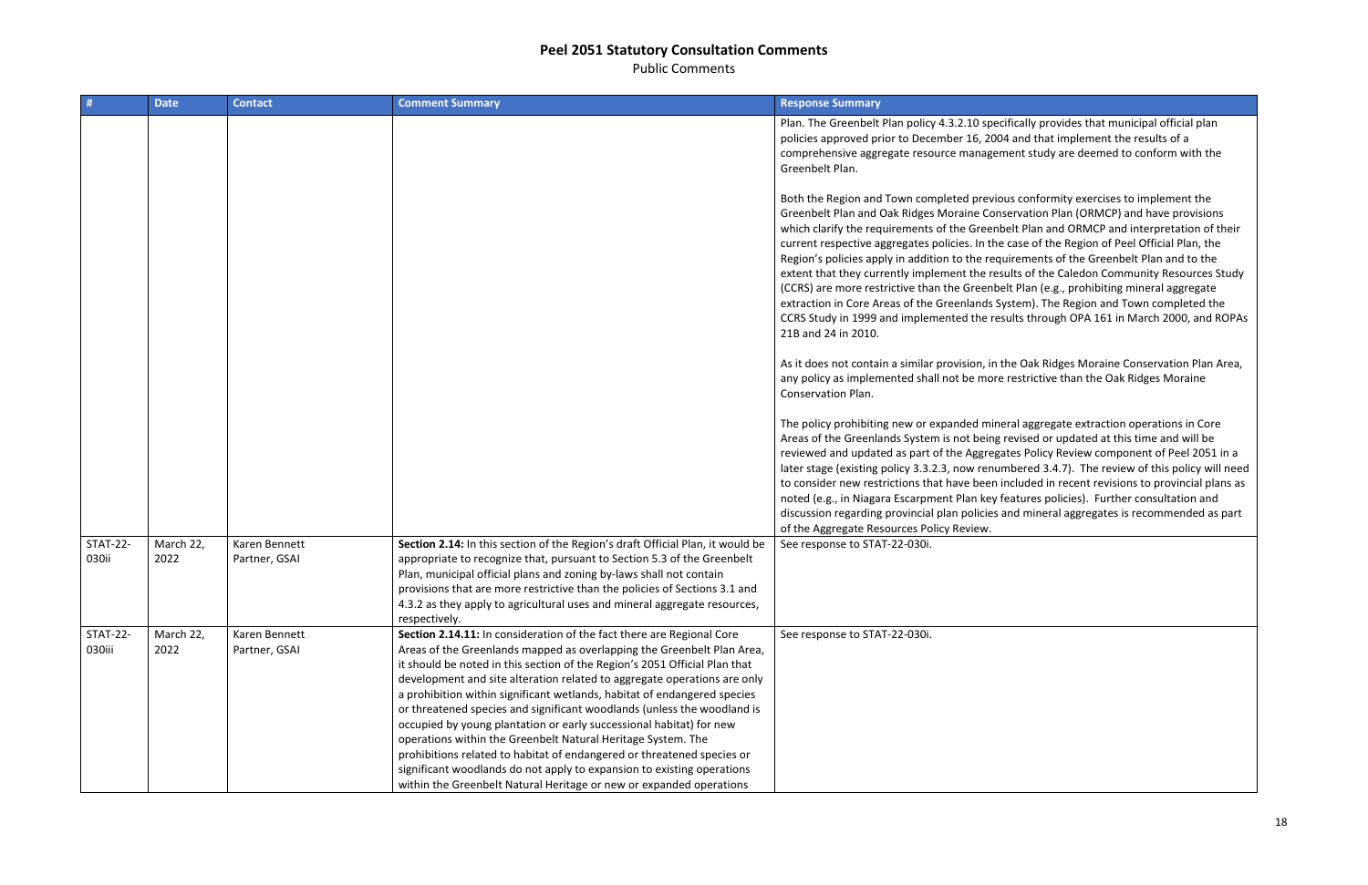# Peel 2051 Statutory Consultation Comments

Public Comments

| # | Date | Contact | Comment Summary | Response Summary |
|---|---|---|---|---|
| | | | | Plan. The Greenbelt Plan policy 4.3.2.10 specifically provides that municipal official plan policies approved prior to December 16, 2004 and that implement the results of a comprehensive aggregate resource management study are deemed to conform with the Greenbelt Plan.<br><br>Both the Region and Town completed previous conformity exercises to implement the Greenbelt Plan and Oak Ridges Moraine Conservation Plan (ORMCP) and have provisions which clarify the requirements of the Greenbelt Plan and ORMCP and interpretation of their current respective aggregates policies. In the case of the Region of Peel Official Plan, the Region's policies apply in addition to the requirements of the Greenbelt Plan and to the extent that they currently implement the results of the Caledon Community Resources Study (CCRS) are more restrictive than the Greenbelt Plan (e.g., prohibiting mineral aggregate extraction in Core Areas of the Greenlands System). The Region and Town completed the CCRS Study in 1999 and implemented the results through OPA 161 in March 2000, and ROPAs 21B and 24 in 2010.<br><br>As it does not contain a similar provision, in the Oak Ridges Moraine Conservation Plan Area, any policy as implemented shall not be more restrictive than the Oak Ridges Moraine Conservation Plan.<br><br>The policy prohibiting new or expanded mineral aggregate extraction operations in Core Areas of the Greenlands System is not being revised or updated at this time and will be reviewed and updated as part of the Aggregates Policy Review component of Peel 2051 in a later stage (existing policy 3.3.2.3, now renumbered 3.4.7). The review of this policy will need to consider new restrictions that have been included in recent revisions to provincial plans as noted (e.g., in Niagara Escarpment Plan key features policies). Further consultation and discussion regarding provincial plan policies and mineral aggregates is recommended as part of the Aggregate Resources Policy Review. |
| STAT-22-030ii | March 22, 2022 | Karen Bennett<br>Partner, GSAI | **Section 2.14:** In this section of the Region's draft Official Plan, it would be appropriate to recognize that, pursuant to Section 5.3 of the Greenbelt Plan, municipal official plans and zoning by-laws shall not contain provisions that are more restrictive than the policies of Sections 3.1 and 4.3.2 as they apply to agricultural uses and mineral aggregate resources, respectively. | See response to STAT-22-030i. |
| STAT-22-030iii | March 22, 2022 | Karen Bennett<br>Partner, GSAI | **Section 2.14.11:** In consideration of the fact there are Regional Core Areas of the Greenlands mapped as overlapping the Greenbelt Plan Area, it should be noted in this section of the Region's 2051 Official Plan that development and site alteration related to aggregate operations are only a prohibition within significant wetlands, habitat of endangered species or threatened species and significant woodlands (unless the woodland is occupied by young plantation or early successional habitat) for new operations within the Greenbelt Natural Heritage System. The prohibitions related to habitat of endangered or threatened species or significant woodlands do not apply to expansion to existing operations within the Greenbelt Natural Heritage or new or expanded operations | See response to STAT-22-030i. |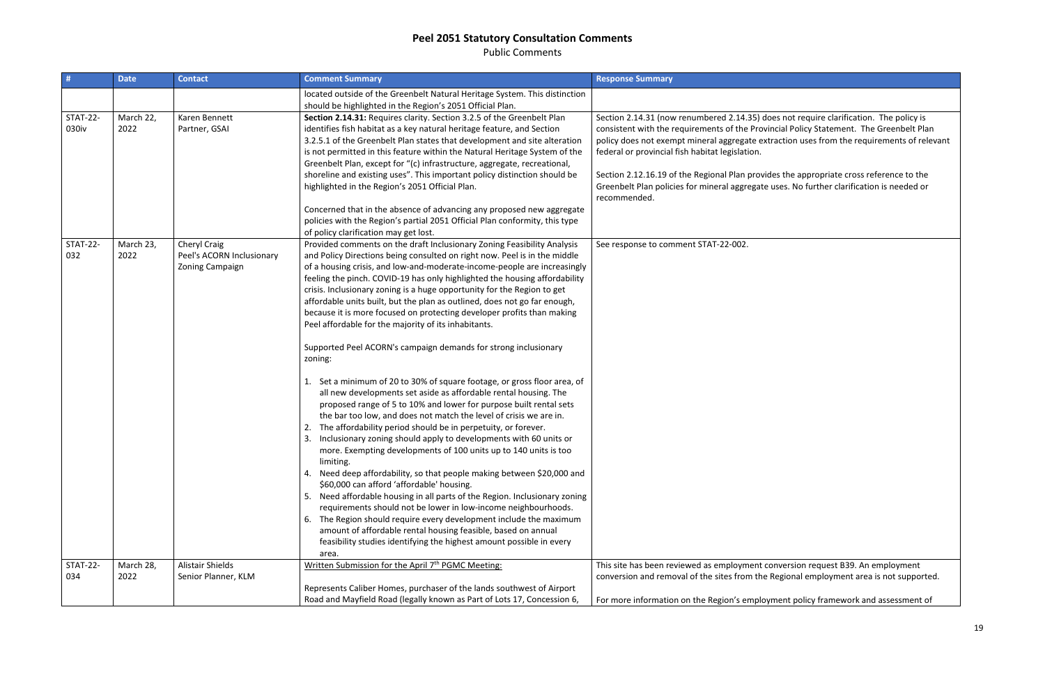# Peel 2051 Statutory Consultation Comments

Public Comments

| # | Date | Contact | Comment Summary | Response Summary |
|---|---|---|---|---|
| | | | located outside of the Greenbelt Natural Heritage System. This distinction should be highlighted in the Region's 2051 Official Plan. | |
| STAT-22-030iv | March 22, 2022 | Karen Bennett<br>Partner, GSAI | **Section 2.14.31:** Requires clarity. Section 3.2.5 of the Greenbelt Plan identifies fish habitat as a key natural heritage feature, and Section 3.2.5.1 of the Greenbelt Plan states that development and site alteration is not permitted in this feature within the Natural Heritage System of the Greenbelt Plan, except for "(c) infrastructure, aggregate, recreational, shoreline and existing uses". This important policy distinction should be highlighted in the Region's 2051 Official Plan.<br><br>Concerned that in the absence of advancing any proposed new aggregate policies with the Region's partial 2051 Official Plan conformity, this type of policy clarification may get lost. | Section 2.14.31 (now renumbered 2.14.35) does not require clarification. The policy is consistent with the requirements of the Provincial Policy Statement. The Greenbelt Plan policy does not exempt mineral aggregate extraction uses from the requirements of relevant federal or provincial fish habitat legislation.<br><br>Section 2.12.16.19 of the Regional Plan provides the appropriate cross reference to the Greenbelt Plan policies for mineral aggregate uses. No further clarification is needed or recommended. |
| STAT-22-032 | March 23, 2022 | Cheryl Craig<br>Peel's ACORN Inclusionary Zoning Campaign | Provided comments on the draft Inclusionary Zoning Feasibility Analysis and Policy Directions being consulted on right now. Peel is in the middle of a housing crisis, and low-and-moderate-income-people are increasingly feeling the pinch. COVID-19 has only highlighted the housing affordability crisis. Inclusionary zoning is a huge opportunity for the Region to get affordable units built, but the plan as outlined, does not go far enough, because it is more focused on protecting developer profits than making Peel affordable for the majority of its inhabitants.<br><br>Supported Peel ACORN's campaign demands for strong inclusionary zoning:<br><br>1. Set a minimum of 20 to 30% of square footage, or gross floor area, of all new developments set aside as affordable rental housing. The proposed range of 5 to 10% and lower for purpose built rental sets the bar too low, and does not match the level of crisis we are in.<br>2. The affordability period should be in perpetuity, or forever.<br>3. Inclusionary zoning should apply to developments with 60 units or more. Exempting developments of 100 units up to 140 units is too limiting.<br>4. Need deep affordability, so that people making between $20,000 and $60,000 can afford 'affordable' housing.<br>5. Need affordable housing in all parts of the Region. Inclusionary zoning requirements should not be lower in low-income neighbourhoods.<br>6. The Region should require every development include the maximum amount of affordable rental housing feasible, based on annual feasibility studies identifying the highest amount possible in every area. | See response to comment STAT-22-002. |
| STAT-22-034 | March 28, 2022 | Alistair Shields<br>Senior Planner, KLM | Written Submission for the April 7th PGMC Meeting:<br><br>Represents Caliber Homes, purchaser of the lands southwest of Airport Road and Mayfield Road (legally known as Part of Lots 17, Concession 6, | This site has been reviewed as employment conversion request B39. An employment conversion and removal of the sites from the Regional employment area is not supported.<br><br>For more information on the Region's employment policy framework and assessment of |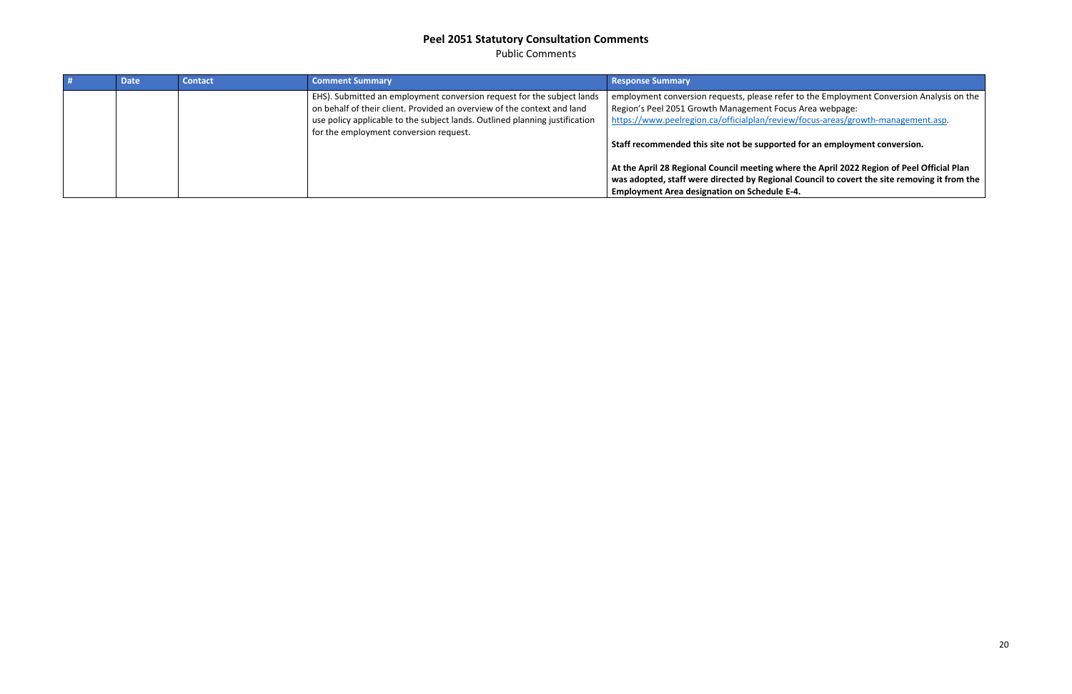## Peel 2051 Statutory Consultation Comments

Public Comments

| # | Date | Contact | Comment Summary | Response Summary |
|---|---|---|---|---|
| | | | EHS). Submitted an employment conversion request for the subject lands on behalf of their client. Provided an overview of the context and land use policy applicable to the subject lands. Outlined planning justification for the employment conversion request. | employment conversion requests, please refer to the Employment Conversion Analysis on the Region's Peel 2051 Growth Management Focus Area webpage: [https://www.peelregion.ca/officialplan/review/focus-areas/growth-management.asp](https://www.peelregion.ca/officialplan/review/focus-areas/growth-management.asp).<br><br>**Staff recommended this site not be supported for an employment conversion.**<br><br>**At the April 28 Regional Council meeting where the April 2022 Region of Peel Official Plan was adopted, staff were directed by Regional Council to covert the site removing it from the Employment Area designation on Schedule E-4.** |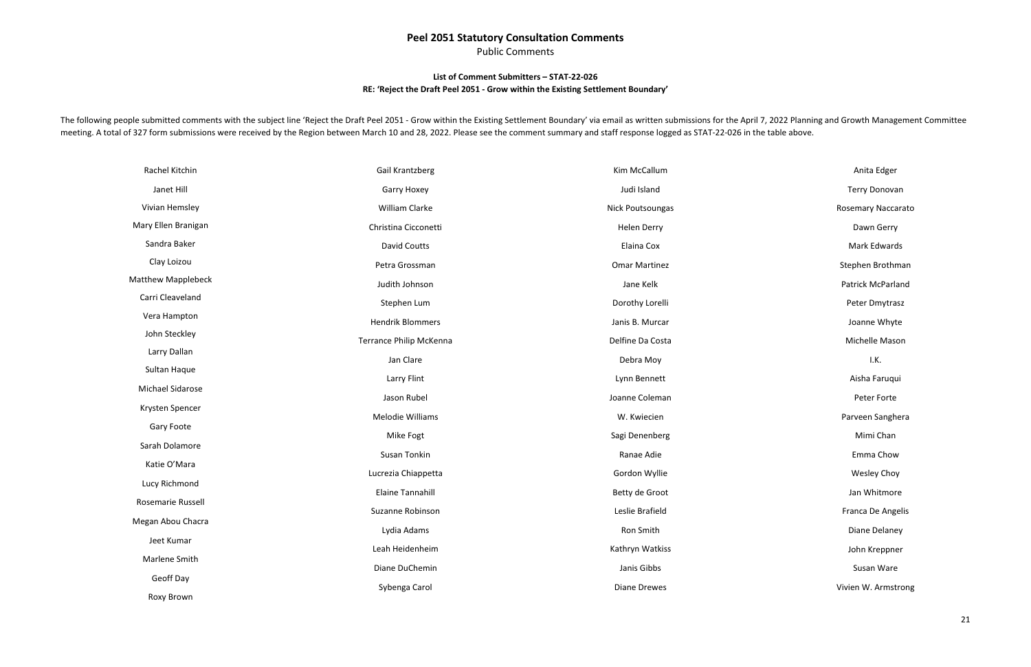## Peel 2051 Statutory Consultation Comments

Public Comments

**List of Comment Submitters – STAT-22-026**

**RE: 'Reject the Draft Peel 2051 - Grow within the Existing Settlement Boundary'**

The following people submitted comments with the subject line 'Reject the Draft Peel 2051 - Grow within the Existing Settlement Boundary' via email as written submissions for the April 7, 2022 Planning and Growth Management Committee meeting. A total of 327 form submissions were received by the Region between March 10 and 28, 2022. Please see the comment summary and staff response logged as STAT-22-026 in the table above.

| | | | |
|---|---|---|---|
| Rachel Kitchin | Gail Krantzberg | Kim McCallum | Anita Edger |
| Janet Hill | Garry Hoxey | Judi Island | Terry Donovan |
| Vivian Hemsley | William Clarke | Nick Poutsoungas | Rosemary Naccarato |
| Mary Ellen Branigan | Christina Cicconetti | Helen Derry | Dawn Gerry |
| Sandra Baker | David Coutts | Elaina Cox | Mark Edwards |
| Clay Loizou | Petra Grossman | Omar Martinez | Stephen Brothman |
| Matthew Mapplebeck | Judith Johnson | Jane Kelk | Patrick McParland |
| Carri Cleaveland | Stephen Lum | Dorothy Lorelli | Peter Dmytrasz |
| Vera Hampton | Hendrik Blommers | Janis B. Murcar | Joanne Whyte |
| John Steckley | Terrance Philip McKenna | Delfine Da Costa | Michelle Mason |
| Larry Dallan | Jan Clare | Debra Moy | I.K. |
| Sultan Haque | Larry Flint | Lynn Bennett | Aisha Faruqui |
| Michael Sidarose | Jason Rubel | Joanne Coleman | Peter Forte |
| Krysten Spencer | Melodie Williams | W. Kwiecien | Parveen Sanghera |
| Gary Foote | Mike Fogt | Sagi Denenberg | Mimi Chan |
| Sarah Dolamore | Susan Tonkin | Ranae Adie | Emma Chow |
| Katie O'Mara | Lucrezia Chiappetta | Gordon Wyllie | Wesley Choy |
| Lucy Richmond | Elaine Tannahill | Betty de Groot | Jan Whitmore |
| Rosemarie Russell | Suzanne Robinson | Leslie Brafield | Franca De Angelis |
| Megan Abou Chacra | Lydia Adams | Ron Smith | Diane Delaney |
| Jeet Kumar | Leah Heidenheim | Kathryn Watkiss | John Kreppner |
| Marlene Smith | Diane DuChemin | Janis Gibbs | Susan Ware |
| Geoff Day | Sybenga Carol | Diane Drewes | Vivien W. Armstrong |
| Roxy Brown | | | |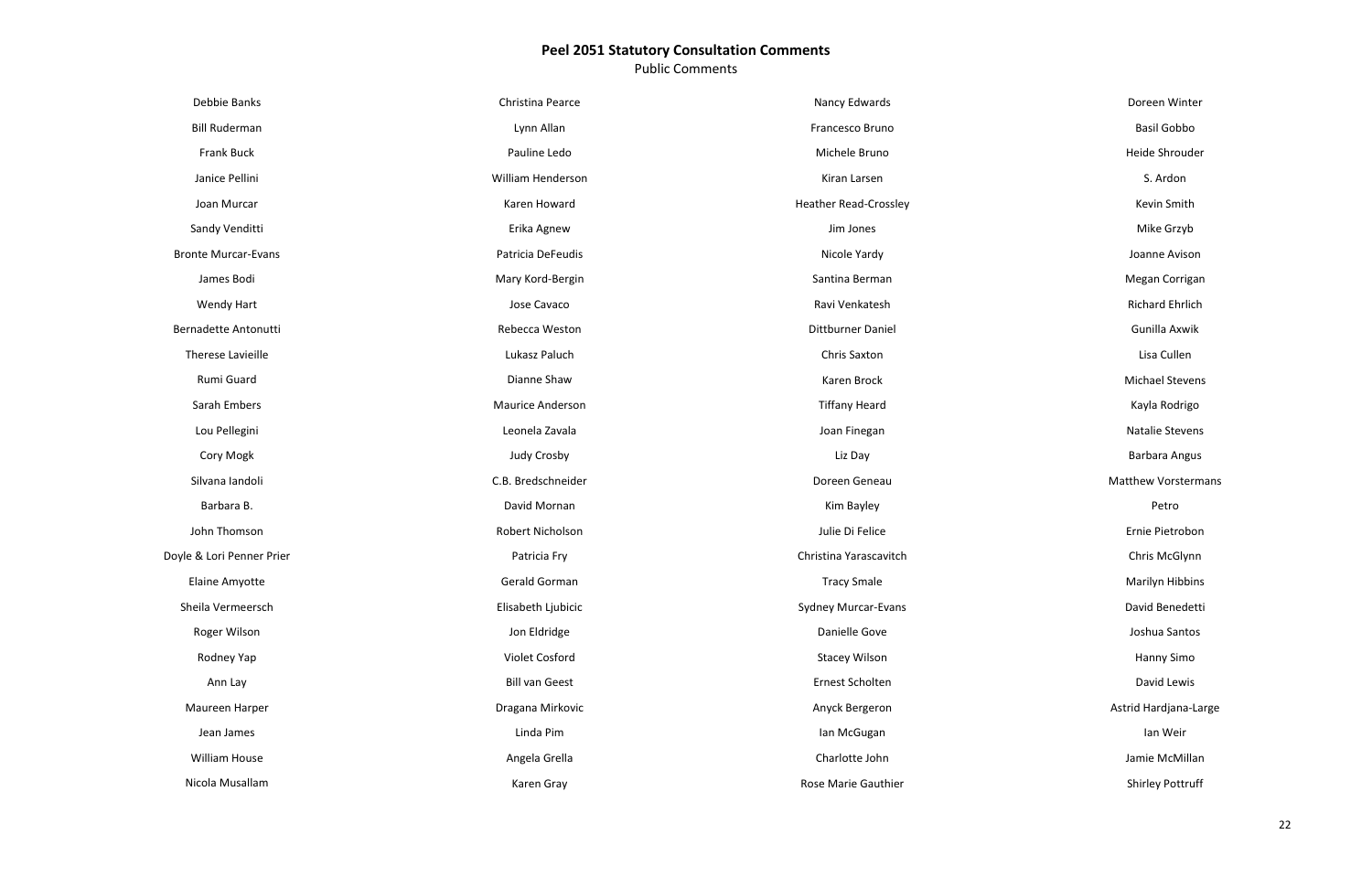# Peel 2051 Statutory Consultation Comments

Public Comments

Debbie Banks
Bill Ruderman
Frank Buck
Janice Pellini
Joan Murcar
Sandy Venditti
Bronte Murcar-Evans
James Bodi
Wendy Hart
Bernadette Antonutti
Therese Lavieille
Rumi Guard
Sarah Embers
Lou Pellegini
Cory Mogk
Silvana Iandoli
Barbara B.
John Thomson
Doyle & Lori Penner Prier
Elaine Amyotte
Sheila Vermeersch
Roger Wilson
Rodney Yap
Ann Lay
Maureen Harper
Jean James
William House
Nicola Musallam

Christina Pearce
Lynn Allan
Pauline Ledo
William Henderson
Karen Howard
Erika Agnew
Patricia DeFeudis
Mary Kord-Bergin
Jose Cavaco
Rebecca Weston
Lukasz Paluch
Dianne Shaw
Maurice Anderson
Leonela Zavala
Judy Crosby
C.B. Bredschneider
David Mornan
Robert Nicholson
Patricia Fry
Gerald Gorman
Elisabeth Ljubicic
Jon Eldridge
Violet Cosford
Bill van Geest
Dragana Mirkovic
Linda Pim
Angela Grella
Karen Gray

Nancy Edwards
Francesco Bruno
Michele Bruno
Kiran Larsen
Heather Read-Crossley
Jim Jones
Nicole Yardy
Santina Berman
Ravi Venkatesh
Dittburner Daniel
Chris Saxton
Karen Brock
Tiffany Heard
Joan Finegan
Liz Day
Doreen Geneau
Kim Bayley
Julie Di Felice
Christina Yarascavitch
Tracy Smale
Sydney Murcar-Evans
Danielle Gove
Stacey Wilson
Ernest Scholten
Anyck Bergeron
Ian McGugan
Charlotte John
Rose Marie Gauthier

Doreen Winter
Basil Gobbo
Heide Shrouder
S. Ardon
Kevin Smith
Mike Grzyb
Joanne Avison
Megan Corrigan
Richard Ehrlich
Gunilla Axwik
Lisa Cullen
Michael Stevens
Kayla Rodrigo
Natalie Stevens
Barbara Angus
Matthew Vorstermans
Petro
Ernie Pietrobon
Chris McGlynn
Marilyn Hibbins
David Benedetti
Joshua Santos
Hanny Simo
David Lewis
Astrid Hardjana-Large
Ian Weir
Jamie McMillan
Shirley Pottruff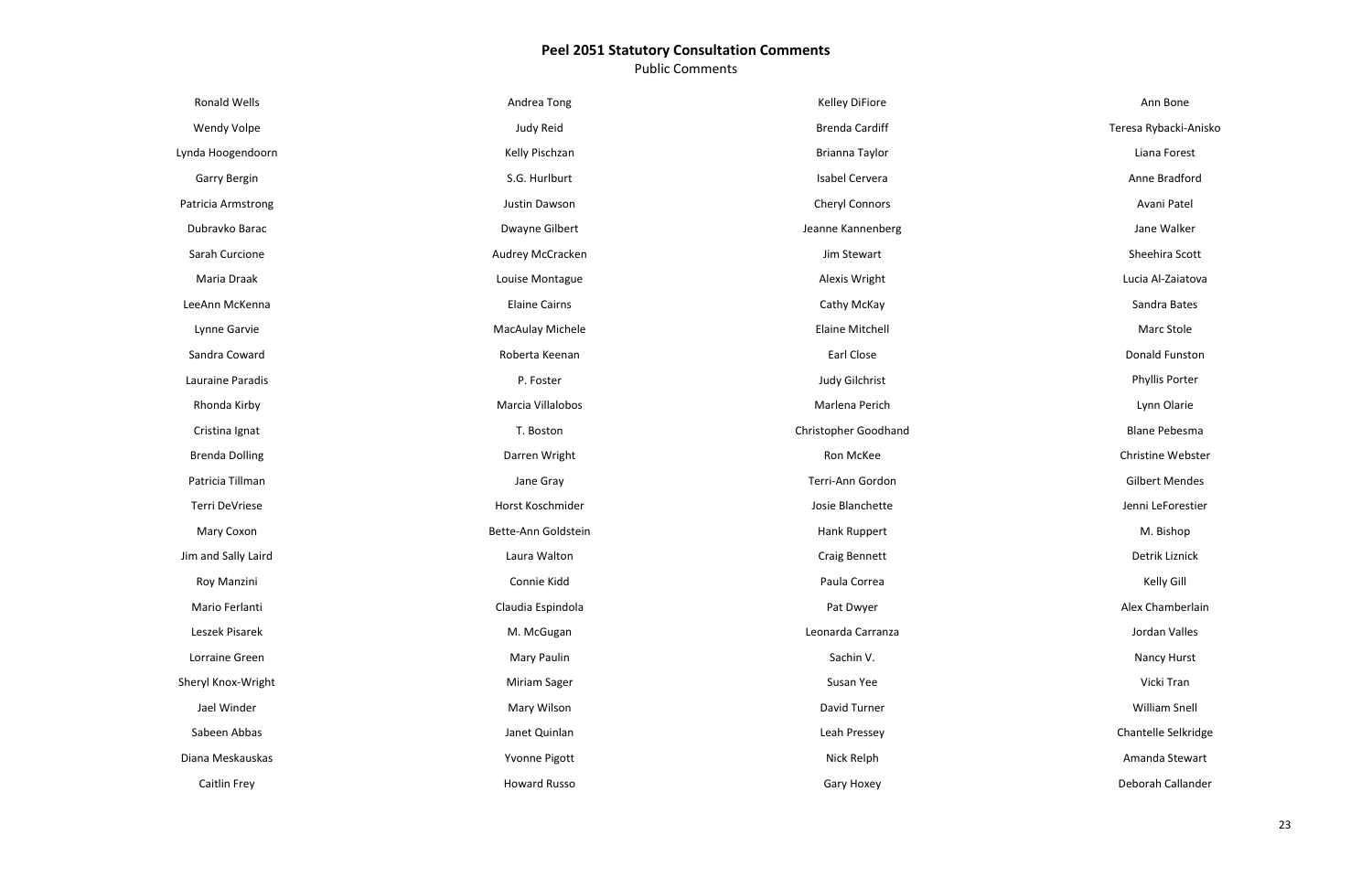# Peel 2051 Statutory Consultation Comments

Public Comments

| | | | |
|---|---|---|---|
| Ronald Wells | Andrea Tong | Kelley DiFiore | Ann Bone |
| Wendy Volpe | Judy Reid | Brenda Cardiff | Teresa Rybacki-Anisko |
| Lynda Hoogendoorn | Kelly Pischzan | Brianna Taylor | Liana Forest |
| Garry Bergin | S.G. Hurlburt | Isabel Cervera | Anne Bradford |
| Patricia Armstrong | Justin Dawson | Cheryl Connors | Avani Patel |
| Dubravko Barac | Dwayne Gilbert | Jeanne Kannenberg | Jane Walker |
| Sarah Curcione | Audrey McCracken | Jim Stewart | Sheehira Scott |
| Maria Draak | Louise Montague | Alexis Wright | Lucia Al-Zaiatova |
| LeeAnn McKenna | Elaine Cairns | Cathy McKay | Sandra Bates |
| Lynne Garvie | MacAulay Michele | Elaine Mitchell | Marc Stole |
| Sandra Coward | Roberta Keenan | Earl Close | Donald Funston |
| Lauraine Paradis | P. Foster | Judy Gilchrist | Phyllis Porter |
| Rhonda Kirby | Marcia Villalobos | Marlena Perich | Lynn Olarie |
| Cristina Ignat | T. Boston | Christopher Goodhand | Blane Pebesma |
| Brenda Dolling | Darren Wright | Ron McKee | Christine Webster |
| Patricia Tillman | Jane Gray | Terri-Ann Gordon | Gilbert Mendes |
| Terri DeVriese | Horst Koschmider | Josie Blanchette | Jenni LeForestier |
| Mary Coxon | Bette-Ann Goldstein | Hank Ruppert | M. Bishop |
| Jim and Sally Laird | Laura Walton | Craig Bennett | Detrik Liznick |
| Roy Manzini | Connie Kidd | Paula Correa | Kelly Gill |
| Mario Ferlanti | Claudia Espindola | Pat Dwyer | Alex Chamberlain |
| Leszek Pisarek | M. McGugan | Leonarda Carranza | Jordan Valles |
| Lorraine Green | Mary Paulin | Sachin V. | Nancy Hurst |
| Sheryl Knox-Wright | Miriam Sager | Susan Yee | Vicki Tran |
| Jael Winder | Mary Wilson | David Turner | William Snell |
| Sabeen Abbas | Janet Quinlan | Leah Pressey | Chantelle Selkridge |
| Diana Meskauskas | Yvonne Pigott | Nick Relph | Amanda Stewart |
| Caitlin Frey | Howard Russo | Gary Hoxey | Deborah Callander |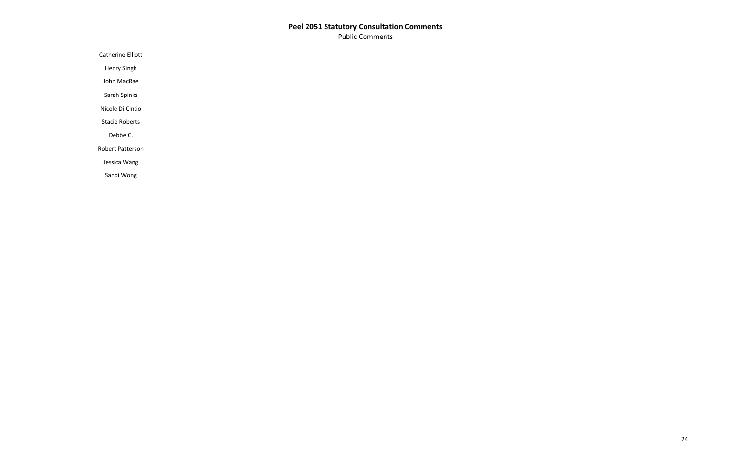**Peel 2051 Statutory Consultation Comments**

Public Comments

Catherine Elliott

Henry Singh

John MacRae

Sarah Spinks

Nicole Di Cintio

Stacie Roberts

Debbe C.

Robert Patterson

Jessica Wang

Sandi Wong